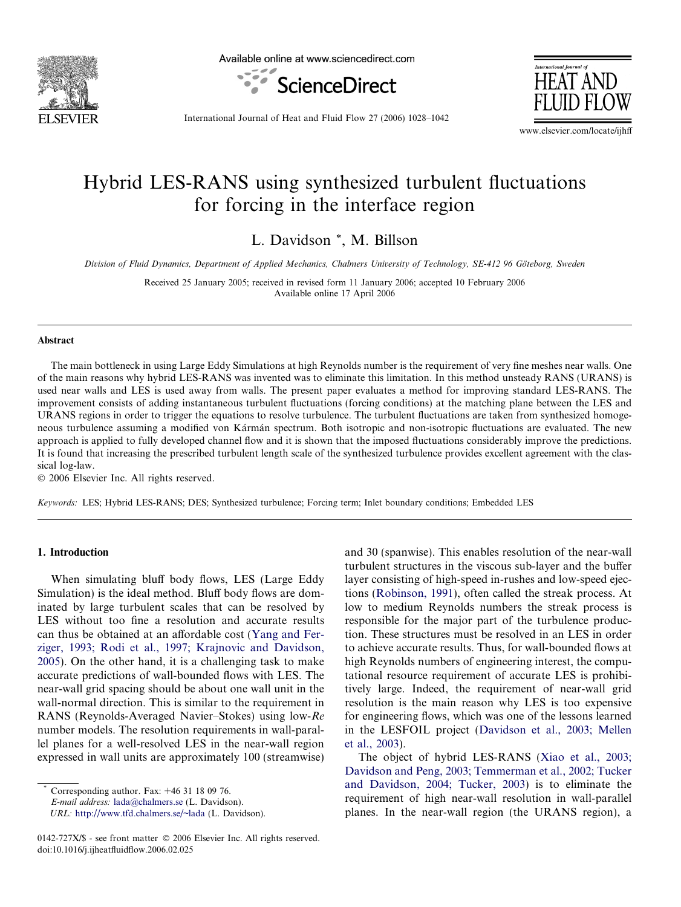# Hybrid LES-RANS using synthesized turbulent fluctuations for forcing in the interface region

L. Davidson *, M. Billson

*Division of Fluid Dynamics, Department of Applied Mechanics, Chalmers University of Technology, SE-412 96 Göteborg, Sweden*

Received 25 January 2005; received in revised form 11 January 2006; accepted 10 February 2006
Available online 17 April 2006

## Abstract

The main bottleneck in using Large Eddy Simulations at high Reynolds number is the requirement of very fine meshes near walls. One of the main reasons why hybrid LES-RANS was invented was to eliminate this limitation. In this method unsteady RANS (URANS) is used near walls and LES is used away from walls. The present paper evaluates a method for improving standard LES-RANS. The improvement consists of adding instantaneous turbulent fluctuations (forcing conditions) at the matching plane between the LES and URANS regions in order to trigger the equations to resolve turbulence. The turbulent fluctuations are taken from synthesized homogeneous turbulence assuming a modified von Kármán spectrum. Both isotropic and non-isotropic fluctuations are evaluated. The new approach is applied to fully developed channel flow and it is shown that the imposed fluctuations considerably improve the predictions. It is found that increasing the prescribed turbulent length scale of the synthesized turbulence provides excellent agreement with the classical log-law.

© 2006 Elsevier Inc. All rights reserved.

*Keywords:* LES; Hybrid LES-RANS; DES; Synthesized turbulence; Forcing term; Inlet boundary conditions; Embedded LES

## 1. Introduction

When simulating bluff body flows, LES (Large Eddy Simulation) is the ideal method. Bluff body flows are dominated by large turbulent scales that can be resolved by LES without too fine a resolution and accurate results can thus be obtained at an affordable cost (Yang and Ferziger, 1993; Rodi et al., 1997; Krajnovic and Davidson, 2005). On the other hand, it is a challenging task to make accurate predictions of wall-bounded flows with LES. The near-wall grid spacing should be about one wall unit in the wall-normal direction. This is similar to the requirement in RANS (Reynolds-Averaged Navier–Stokes) using low-*Re* number models. The resolution requirements in wall-parallel planes for a well-resolved LES in the near-wall region expressed in wall units are approximately 100 (streamwise) and 30 (spanwise). This enables resolution of the near-wall turbulent structures in the viscous sub-layer and the buffer layer consisting of high-speed in-rushes and low-speed ejections (Robinson, 1991), often called the streak process. At low to medium Reynolds numbers the streak process is responsible for the major part of the turbulence production. These structures must be resolved in an LES in order to achieve accurate results. Thus, for wall-bounded flows at high Reynolds numbers of engineering interest, the computational resource requirement of accurate LES is prohibitively large. Indeed, the requirement of near-wall grid resolution is the main reason why LES is too expensive for engineering flows, which was one of the lessons learned in the LESFOIL project (Davidson et al., 2003; Mellen et al., 2003).

The object of hybrid LES-RANS (Xiao et al., 2003; Davidson and Peng, 2003; Temmerman et al., 2002; Tucker and Davidson, 2004; Tucker, 2003) is to eliminate the requirement of high near-wall resolution in wall-parallel planes. In the near-wall region (the URANS region), a

* Corresponding author. Fax: +46 31 18 09 76.
*E-mail address:* lada@chalmers.se (L. Davidson).
*URL:* http://www.tfd.chalmers.se/~lada (L. Davidson).

0142-727X/$ - see front matter © 2006 Elsevier Inc. All rights reserved.
doi:10.1016/j.ijheatfluidflow.2006.02.025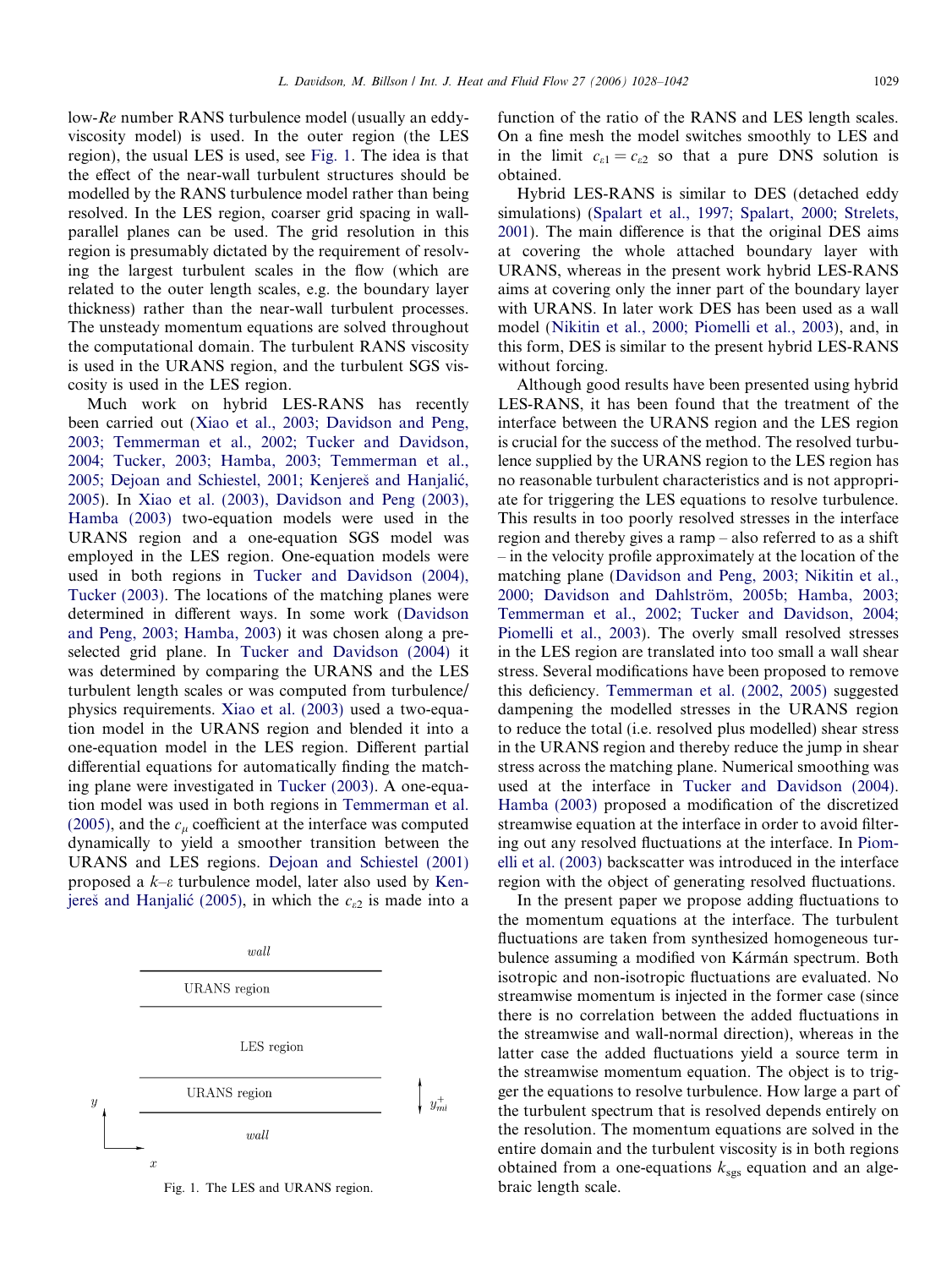low-*Re* number RANS turbulence model (usually an eddy-viscosity model) is used. In the outer region (the LES region), the usual LES is used, see Fig. 1. The idea is that the effect of the near-wall turbulent structures should be modelled by the RANS turbulence model rather than being resolved. In the LES region, coarser grid spacing in wall-parallel planes can be used. The grid resolution in this region is presumably dictated by the requirement of resolving the largest turbulent scales in the flow (which are related to the outer length scales, e.g. the boundary layer thickness) rather than the near-wall turbulent processes. The unsteady momentum equations are solved throughout the computational domain. The turbulent RANS viscosity is used in the URANS region, and the turbulent SGS viscosity is used in the LES region.

Much work on hybrid LES-RANS has recently been carried out (Xiao et al., 2003; Davidson and Peng, 2003; Temmerman et al., 2002; Tucker and Davidson, 2004; Tucker, 2003; Hamba, 2003; Temmerman et al., 2005; Dejoan and Schiestel, 2001; Kenjereš and Hanjalić, 2005). In Xiao et al. (2003), Davidson and Peng (2003), Hamba (2003) two-equation models were used in the URANS region and a one-equation SGS model was employed in the LES region. One-equation models were used in both regions in Tucker and Davidson (2004), Tucker (2003). The locations of the matching planes were determined in different ways. In some work (Davidson and Peng, 2003; Hamba, 2003) it was chosen along a pre-selected grid plane. In Tucker and Davidson (2004) it was determined by comparing the URANS and the LES turbulent length scales or was computed from turbulence/physics requirements. Xiao et al. (2003) used a two-equation model in the URANS region and blended it into a one-equation model in the LES region. Different partial differential equations for automatically finding the matching plane were investigated in Tucker (2003). A one-equation model was used in both regions in Temmerman et al. (2005), and the $c_\mu$ coefficient at the interface was computed dynamically to yield a smoother transition between the URANS and LES regions. Dejoan and Schiestel (2001) proposed a $k$–$\varepsilon$ turbulence model, later also used by Kenjereš and Hanjalić (2005), in which the $c_{\varepsilon 2}$ is made into a function of the ratio of the RANS and LES length scales. On a fine mesh the model switches smoothly to LES and in the limit $c_{\varepsilon 1} = c_{\varepsilon 2}$ so that a pure DNS solution is obtained.

Fig. 1. The LES and URANS region.

Hybrid LES-RANS is similar to DES (detached eddy simulations) (Spalart et al., 1997; Spalart, 2000; Strelets, 2001). The main difference is that the original DES aims at covering the whole attached boundary layer with URANS, whereas in the present work hybrid LES-RANS aims at covering only the inner part of the boundary layer with URANS. In later work DES has been used as a wall model (Nikitin et al., 2000; Piomelli et al., 2003), and, in this form, DES is similar to the present hybrid LES-RANS without forcing.

Although good results have been presented using hybrid LES-RANS, it has been found that the treatment of the interface between the URANS region and the LES region is crucial for the success of the method. The resolved turbulence supplied by the URANS region to the LES region has no reasonable turbulent characteristics and is not appropriate for triggering the LES equations to resolve turbulence. This results in too poorly resolved stresses in the interface region and thereby gives a ramp – also referred to as a shift – in the velocity profile approximately at the location of the matching plane (Davidson and Peng, 2003; Nikitin et al., 2000; Davidson and Dahlström, 2005b; Hamba, 2003; Temmerman et al., 2002; Tucker and Davidson, 2004; Piomelli et al., 2003). The overly small resolved stresses in the LES region are translated into too small a wall shear stress. Several modifications have been proposed to remove this deficiency. Temmerman et al. (2002, 2005) suggested dampening the modelled stresses in the URANS region to reduce the total (i.e. resolved plus modelled) shear stress in the URANS region and thereby reduce the jump in shear stress across the matching plane. Numerical smoothing was used at the interface in Tucker and Davidson (2004). Hamba (2003) proposed a modification of the discretized streamwise equation at the interface in order to avoid filtering out any resolved fluctuations at the interface. In Piomelli et al. (2003) backscatter was introduced in the interface region with the object of generating resolved fluctuations.

In the present paper we propose adding fluctuations to the momentum equations at the interface. The turbulent fluctuations are taken from synthesized homogeneous turbulence assuming a modified von Kármán spectrum. Both isotropic and non-isotropic fluctuations are evaluated. No streamwise momentum is injected in the former case (since there is no correlation between the added fluctuations in the streamwise and wall-normal direction), whereas in the latter case the added fluctuations yield a source term in the streamwise momentum equation. The object is to trigger the equations to resolve turbulence. How large a part of the turbulent spectrum that is resolved depends entirely on the resolution. The momentum equations are solved in the entire domain and the turbulent viscosity is in both regions obtained from a one-equations $k_{\rm sgs}$ equation and an algebraic length scale.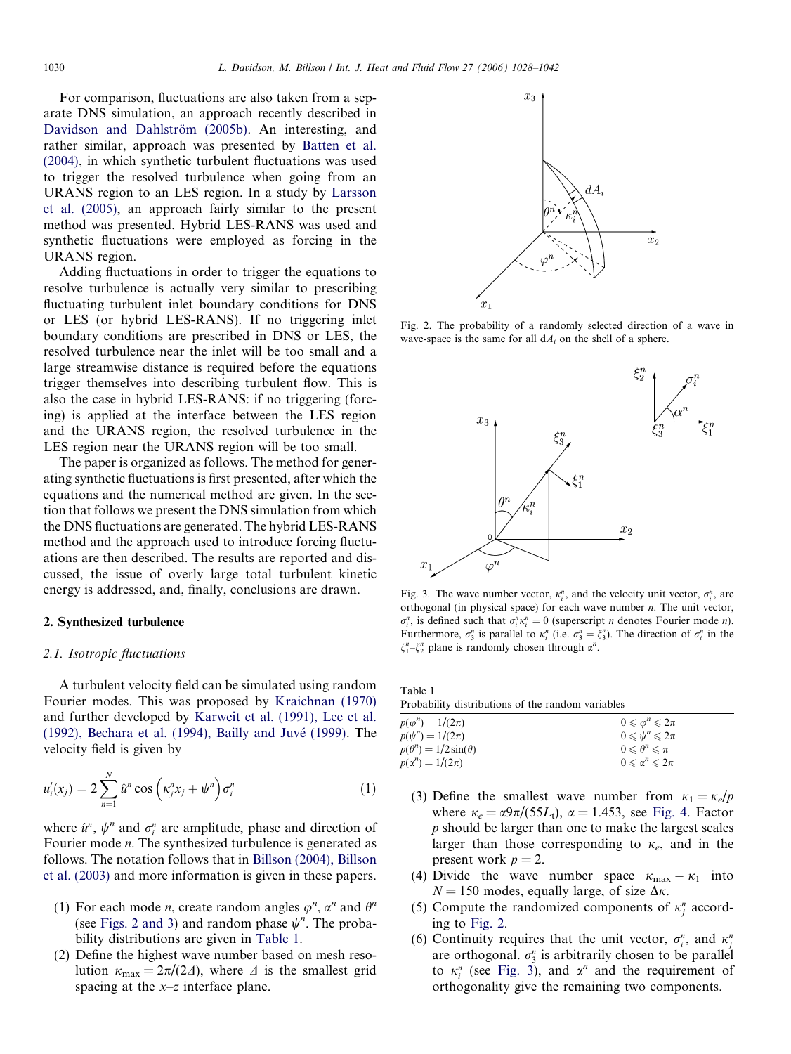For comparison, fluctuations are also taken from a separate DNS simulation, an approach recently described in Davidson and Dahlström (2005b). An interesting, and rather similar, approach was presented by Batten et al. (2004), in which synthetic turbulent fluctuations was used to trigger the resolved turbulence when going from an URANS region to an LES region. In a study by Larsson et al. (2005), an approach fairly similar to the present method was presented. Hybrid LES-RANS was used and synthetic fluctuations were employed as forcing in the URANS region.

Adding fluctuations in order to trigger the equations to resolve turbulence is actually very similar to prescribing fluctuating turbulent inlet boundary conditions for DNS or LES (or hybrid LES-RANS). If no triggering inlet boundary conditions are prescribed in DNS or LES, the resolved turbulence near the inlet will be too small and a large streamwise distance is required before the equations trigger themselves into describing turbulent flow. This is also the case in hybrid LES-RANS: if no triggering (forcing) is applied at the interface between the LES region and the URANS region, the resolved turbulence in the LES region near the URANS region will be too small.

The paper is organized as follows. The method for generating synthetic fluctuations is first presented, after which the equations and the numerical method are given. In the section that follows we present the DNS simulation from which the DNS fluctuations are generated. The hybrid LES-RANS method and the approach used to introduce forcing fluctuations are then described. The results are reported and discussed, the issue of overly large total turbulent kinetic energy is addressed, and, finally, conclusions are drawn.

## 2. Synthesized turbulence

### 2.1. Isotropic fluctuations

A turbulent velocity field can be simulated using random Fourier modes. This was proposed by Kraichnan (1970) and further developed by Karweit et al. (1991), Lee et al. (1992), Bechara et al. (1994), Bailly and Juvé (1999). The velocity field is given by

$$u_i'(x_j) = 2\sum_{n=1}^{N} \hat{u}^n \cos\left(\kappa_j^n x_j + \psi^n\right)\sigma_i^n \tag{1}$$

where $\hat{u}^n$, $\psi^n$ and $\sigma_i^n$ are amplitude, phase and direction of Fourier mode $n$. The synthesized turbulence is generated as follows. The notation follows that in Billson (2004), Billson et al. (2003) and more information is given in these papers.

1. For each mode $n$, create random angles $\varphi^n$, $\alpha^n$ and $\theta^n$ (see Figs. 2 and 3) and random phase $\psi^n$. The probability distributions are given in Table 1.
2. Define the highest wave number based on mesh resolution $\kappa_{\max} = 2\pi/(2\Delta)$, where $\Delta$ is the smallest grid spacing at the $x$–$z$ interface plane.
3. Define the smallest wave number from $\kappa_1 = \kappa_e/p$ where $\kappa_e = \alpha 9\pi/(55L_t)$, $\alpha = 1.453$, see Fig. 4. Factor $p$ should be larger than one to make the largest scales larger than those corresponding to $\kappa_e$, and in the present work $p = 2$.
4. Divide the wave number space $\kappa_{\max} - \kappa_1$ into $N = 150$ modes, equally large, of size $\Delta\kappa$.
5. Compute the randomized components of $\kappa_j^n$ according to Fig. 2.
6. Continuity requires that the unit vector, $\sigma_i^n$, and $\kappa_j^n$ are orthogonal. $\sigma_3^n$ is arbitrarily chosen to be parallel to $\kappa_i^n$ (see Fig. 3), and $\alpha^n$ and the requirement of orthogonality give the remaining two components.

Fig. 2. The probability of a randomly selected direction of a wave in wave-space is the same for all $dA_i$ on the shell of a sphere.

Fig. 3. The wave number vector, $\kappa_i^n$, and the velocity unit vector, $\sigma_i^n$, are orthogonal (in physical space) for each wave number $n$. The unit vector, $\sigma_i^n$, is defined such that $\sigma_i^n\kappa_i^n = 0$ (superscript $n$ denotes Fourier mode $n$). Furthermore, $\sigma_3^n$ is parallel to $\kappa_i^n$ (i.e. $\sigma_3^n = \xi_3^n$). The direction of $\sigma_i^n$ in the $\xi_1^n$–$\xi_2^n$ plane is randomly chosen through $\alpha^n$.

Table 1
Probability distributions of the random variables

| | |
|---|---|
| $p(\varphi^n) = 1/(2\pi)$ | $0 \leqslant \varphi^n \leqslant 2\pi$ |
| $p(\psi^n) = 1/(2\pi)$ | $0 \leqslant \psi^n \leqslant 2\pi$ |
| $p(\theta^n) = 1/2\sin(\theta)$ | $0 \leqslant \theta^n \leqslant \pi$ |
| $p(\alpha^n) = 1/(2\pi)$ | $0 \leqslant \alpha^n \leqslant 2\pi$ |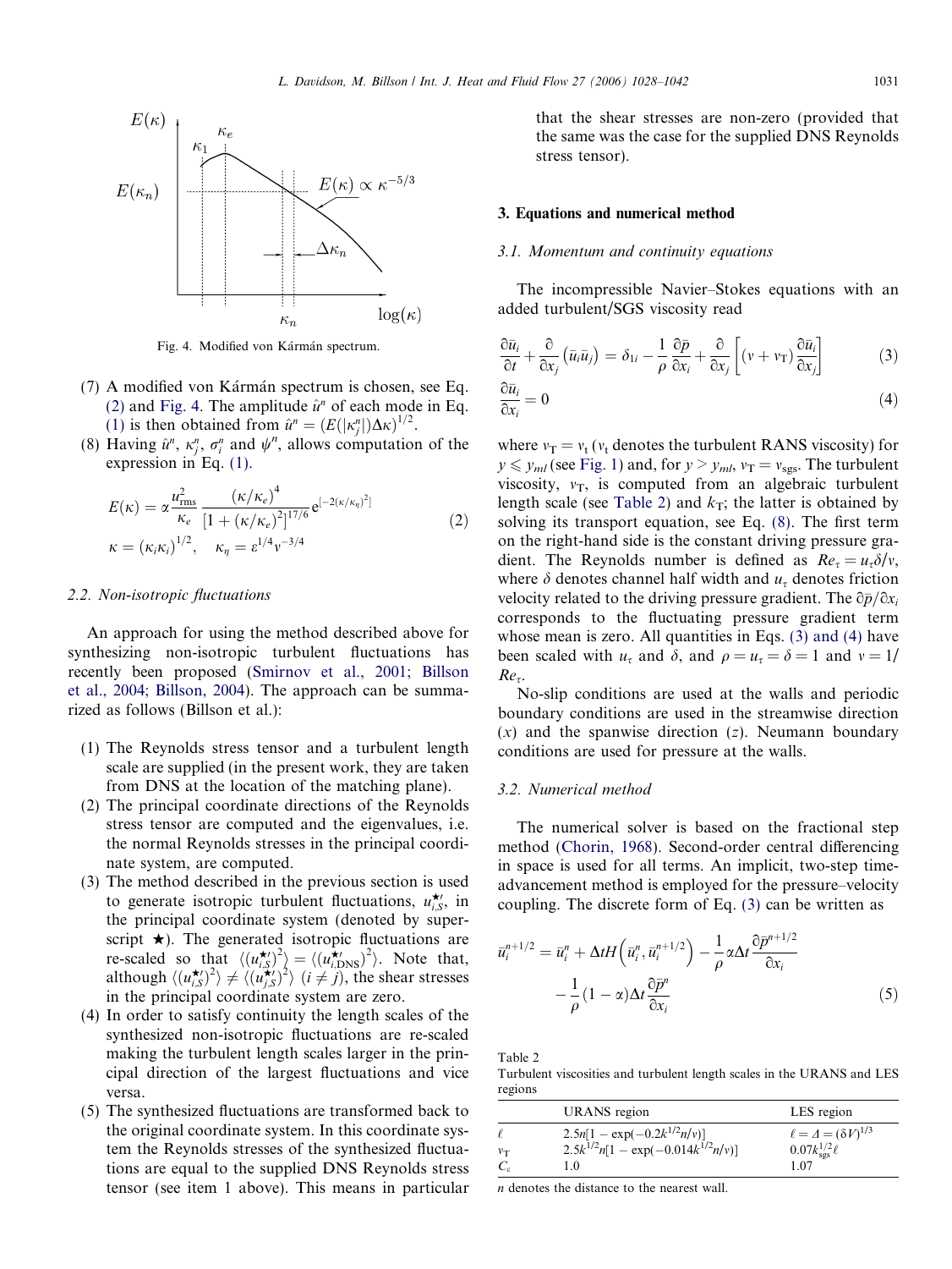Fig. 4. Modified von Kármán spectrum.

(7) A modified von Kármán spectrum is chosen, see Eq. (2) and Fig. 4. The amplitude $\hat{u}^n$ of each mode in Eq. (1) is then obtained from $\hat{u}^n = (E(|\kappa_j^n|)\Delta\kappa)^{1/2}$.

(8) Having $\hat{u}^n$, $\kappa_j^n$, $\sigma_i^n$ and $\psi^n$, allows computation of the expression in Eq. (1).

$$
E(\kappa) = \alpha \frac{u_{\rm rms}^2}{\kappa_e} \frac{(\kappa/\kappa_e)^4}{[1+(\kappa/\kappa_e)^2]^{17/6}} e^{[-2(\kappa/\kappa_\eta)^2]}
$$
$$
\kappa = (\kappa_i \kappa_i)^{1/2}, \quad \kappa_\eta = \varepsilon^{1/4} \nu^{-3/4} \tag{2}
$$

### 2.2. Non-isotropic fluctuations

An approach for using the method described above for synthesizing non-isotropic turbulent fluctuations has recently been proposed (Smirnov et al., 2001; Billson et al., 2004; Billson, 2004). The approach can be summarized as follows (Billson et al.):

(1) The Reynolds stress tensor and a turbulent length scale are supplied (in the present work, they are taken from DNS at the location of the matching plane).

(2) The principal coordinate directions of the Reynolds stress tensor are computed and the eigenvalues, i.e. the normal Reynolds stresses in the principal coordinate system, are computed.

(3) The method described in the previous section is used to generate isotropic turbulent fluctuations, $u_{i,S}^{\star\prime}$, in the principal coordinate system (denoted by superscript $\star$). The generated isotropic fluctuations are re-scaled so that $\langle (u_{i,S}^{\star\prime})^2 \rangle = \langle (u_{i,{\rm DNS}}^{\star\prime})^2 \rangle$. Note that, although $\langle (u_{i,S}^{\star\prime})^2 \rangle \neq \langle (u_{j,S}^{\star\prime})^2 \rangle$ $(i \neq j)$, the shear stresses in the principal coordinate system are zero.

(4) In order to satisfy continuity the length scales of the synthesized non-isotropic fluctuations are re-scaled making the turbulent length scales larger in the principal direction of the largest fluctuations and vice versa.

(5) The synthesized fluctuations are transformed back to the original coordinate system. In this coordinate system the Reynolds stresses of the synthesized fluctuations are equal to the supplied DNS Reynolds stress tensor (see item 1 above). This means in particular that the shear stresses are non-zero (provided that the same was the case for the supplied DNS Reynolds stress tensor).

## 3. Equations and numerical method

### 3.1. Momentum and continuity equations

The incompressible Navier–Stokes equations with an added turbulent/SGS viscosity read

$$
\frac{\partial \bar{u}_i}{\partial t} + \frac{\partial}{\partial x_j}(\bar{u}_i \bar{u}_j) = \delta_{1i} - \frac{1}{\rho}\frac{\partial \bar{p}}{\partial x_i} + \frac{\partial}{\partial x_j}\left[(\nu + \nu_{\rm T})\frac{\partial \bar{u}_i}{\partial x_j}\right] \tag{3}
$$

$$
\frac{\partial \bar{u}_i}{\partial x_i} = 0 \tag{4}
$$

where $\nu_{\rm T} = \nu_{\rm t}$ ($\nu_{\rm t}$ denotes the turbulent RANS viscosity) for $y \leqslant y_{ml}$ (see Fig. 1) and, for $y > y_{ml}$, $\nu_{\rm T} = \nu_{\rm sgs}$. The turbulent viscosity, $\nu_{\rm T}$, is computed from an algebraic turbulent length scale (see Table 2) and $k_{\rm T}$; the latter is obtained by solving its transport equation, see Eq. (8). The first term on the right-hand side is the constant driving pressure gradient. The Reynolds number is defined as $Re_\tau = u_\tau \delta/\nu$, where $\delta$ denotes channel half width and $u_\tau$ denotes friction velocity related to the driving pressure gradient. The $\partial \bar{p}/\partial x_i$ corresponds to the fluctuating pressure gradient term whose mean is zero. All quantities in Eqs. (3) and (4) have been scaled with $u_\tau$ and $\delta$, and $\rho = u_\tau = \delta = 1$ and $\nu = 1/Re_\tau$.

No-slip conditions are used at the walls and periodic boundary conditions are used in the streamwise direction ($x$) and the spanwise direction ($z$). Neumann boundary conditions are used for pressure at the walls.

### 3.2. Numerical method

The numerical solver is based on the fractional step method (Chorin, 1968). Second-order central differencing in space is used for all terms. An implicit, two-step time-advancement method is employed for the pressure–velocity coupling. The discrete form of Eq. (3) can be written as

$$
\bar{u}_i^{n+1/2} = \bar{u}_i^n + \Delta t H\left(\bar{u}_i^n, \bar{u}_i^{n+1/2}\right) - \frac{1}{\rho}\alpha \Delta t \frac{\partial \bar{p}^{n+1/2}}{\partial x_i} - \frac{1}{\rho}(1-\alpha)\Delta t \frac{\partial \bar{p}^n}{\partial x_i} \tag{5}
$$

Table 2
Turbulent viscosities and turbulent length scales in the URANS and LES regions

| | URANS region | LES region |
|---|---|---|
| $\ell$ | $2.5n[1 - \exp(-0.2k^{1/2}n/\nu)]$ | $\ell = \Delta = (\delta V)^{1/3}$ |
| $\nu_{\rm T}$ | $2.5k^{1/2}n[1 - \exp(-0.014k^{1/2}n/\nu)]$ | $0.07k_{\rm sgs}^{1/2}\ell$ |
| $C_\varepsilon$ | 1.0 | 1.07 |

$n$ denotes the distance to the nearest wall.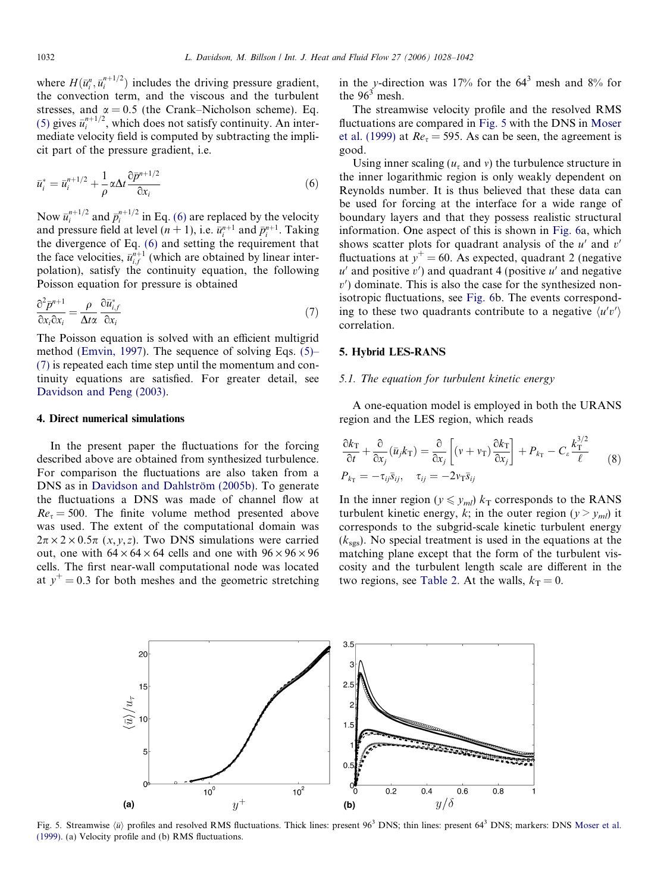where $H(\bar{u}_i^n, \bar{u}_i^{n+1/2})$ includes the driving pressure gradient, the convection term, and the viscous and the turbulent stresses, and $\alpha = 0.5$ (the Crank–Nicholson scheme). Eq. (5) gives $\bar{u}_i^{n+1/2}$, which does not satisfy continuity. An intermediate velocity field is computed by subtracting the implicit part of the pressure gradient, i.e.

$$\bar{u}_i^* = \bar{u}_i^{n+1/2} + \frac{1}{\rho}\alpha\Delta t \frac{\partial \bar{p}^{n+1/2}}{\partial x_i} \tag{6}$$

Now $\bar{u}_i^{n+1/2}$ and $\bar{p}_i^{n+1/2}$ in Eq. (6) are replaced by the velocity and pressure field at level $(n+1)$, i.e. $\bar{u}_i^{n+1}$ and $\bar{p}_i^{n+1}$. Taking the divergence of Eq. (6) and setting the requirement that the face velocities, $\bar{u}_{i,f}^{n+1}$ (which are obtained by linear interpolation), satisfy the continuity equation, the following Poisson equation for pressure is obtained

$$\frac{\partial^2 \bar{p}^{n+1}}{\partial x_i \partial x_i} = \frac{\rho}{\Delta t \alpha}\frac{\partial \bar{u}_{i,f}^*}{\partial x_i} \tag{7}$$

The Poisson equation is solved with an efficient multigrid method (Emvin, 1997). The sequence of solving Eqs. (5)–(7) is repeated each time step until the momentum and continuity equations are satisfied. For greater detail, see Davidson and Peng (2003).

## 4. Direct numerical simulations

In the present paper the fluctuations for the forcing described above are obtained from synthesized turbulence. For comparison the fluctuations are also taken from a DNS as in Davidson and Dahlström (2005b). To generate the fluctuations a DNS was made of channel flow at $Re_\tau = 500$. The finite volume method presented above was used. The extent of the computational domain was $2\pi \times 2 \times 0.5\pi$ $(x, y, z)$. Two DNS simulations were carried out, one with $64 \times 64 \times 64$ cells and one with $96 \times 96 \times 96$ cells. The first near-wall computational node was located at $y^+ = 0.3$ for both meshes and the geometric stretching in the $y$-direction was 17% for the $64^3$ mesh and 8% for the $96^3$ mesh.

The streamwise velocity profile and the resolved RMS fluctuations are compared in Fig. 5 with the DNS in Moser et al. (1999) at $Re_\tau = 595$. As can be seen, the agreement is good.

Using inner scaling ($u_\tau$ and $\nu$) the turbulence structure in the inner logarithmic region is only weakly dependent on Reynolds number. It is thus believed that these data can be used for forcing at the interface for a wide range of boundary layers and that they possess realistic structural information. One aspect of this is shown in Fig. 6a, which shows scatter plots for quadrant analysis of the $u'$ and $v'$ fluctuations at $y^+ = 60$. As expected, quadrant 2 (negative $u'$ and positive $v'$) and quadrant 4 (positive $u'$ and negative $v'$) dominate. This is also the case for the synthesized non-isotropic fluctuations, see Fig. 6b. The events corresponding to these two quadrants contribute to a negative $\langle u'v' \rangle$ correlation.

## 5. Hybrid LES-RANS

### 5.1. The equation for turbulent kinetic energy

A one-equation model is employed in both the URANS region and the LES region, which reads

$$\frac{\partial k_T}{\partial t} + \frac{\partial}{\partial x_j}(\bar{u}_j k_T) = \frac{\partial}{\partial x_j}\left[(\nu + \nu_T)\frac{\partial k_T}{\partial x_j}\right] + P_{k_T} - C_\varepsilon \frac{k_T^{3/2}}{\ell} \tag{8}$$
$$P_{k_T} = -\tau_{ij}\bar{s}_{ij}, \quad \tau_{ij} = -2\nu_T \bar{s}_{ij}$$

In the inner region ($y \leqslant y_{ml}$) $k_T$ corresponds to the RANS turbulent kinetic energy, $k$; in the outer region ($y > y_{ml}$) it corresponds to the subgrid-scale kinetic turbulent energy ($k_{sgs}$). No special treatment is used in the equations at the matching plane except that the form of the turbulent viscosity and the turbulent length scale are different in the two regions, see Table 2. At the walls, $k_T = 0$.

Fig. 5. Streamwise $\langle \bar{u} \rangle$ profiles and resolved RMS fluctuations. Thick lines: present $96^3$ DNS; thin lines: present $64^3$ DNS; markers: DNS Moser et al. (1999). (a) Velocity profile and (b) RMS fluctuations.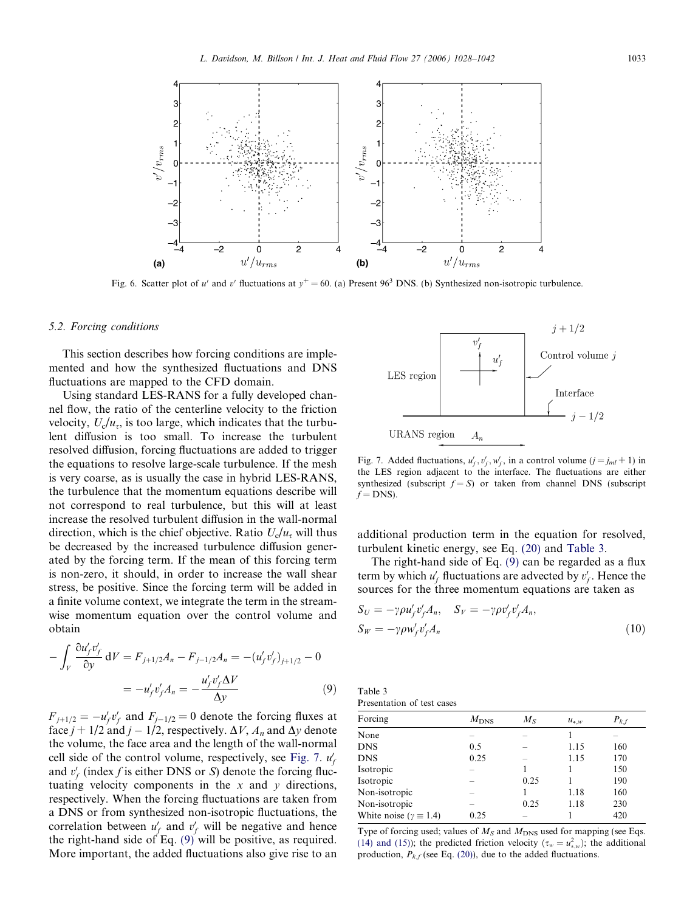Fig. 6. Scatter plot of $u'$ and $v'$ fluctuations at $y^+ = 60$. (a) Present $96^3$ DNS. (b) Synthesized non-isotropic turbulence.

### 5.2. Forcing conditions

This section describes how forcing conditions are implemented and how the synthesized fluctuations and DNS fluctuations are mapped to the CFD domain.

Using standard LES-RANS for a fully developed channel flow, the ratio of the centerline velocity to the friction velocity, $U_c/u_\tau$, is too large, which indicates that the turbulent diffusion is too small. To increase the turbulent resolved diffusion, forcing fluctuations are added to trigger the equations to resolve large-scale turbulence. If the mesh is very coarse, as is usually the case in hybrid LES-RANS, the turbulence that the momentum equations describe will not correspond to real turbulence, but this will at least increase the resolved turbulent diffusion in the wall-normal direction, which is the chief objective. Ratio $U_c/u_\tau$ will thus be decreased by the increased turbulence diffusion generated by the forcing term. If the mean of this forcing term is non-zero, it should, in order to increase the wall shear stress, be positive. Since the forcing term will be added in a finite volume context, we integrate the term in the streamwise momentum equation over the control volume and obtain

$$
\begin{aligned}
-\int_V \frac{\partial u'_f v'_f}{\partial y}\, dV &= F_{j+1/2}A_n - F_{j-1/2}A_n = -(u'_f v'_f)_{j+1/2} - 0 \\
&= -u'_f v'_f A_n = -\frac{u'_f v'_f \Delta V}{\Delta y}
\end{aligned}
\tag{9}
$$

$F_{j+1/2} = -u'_f v'_f$ and $F_{j-1/2} = 0$ denote the forcing fluxes at face $j + 1/2$ and $j - 1/2$, respectively. $\Delta V$, $A_n$ and $\Delta y$ denote the volume, the face area and the length of the wall-normal cell side of the control volume, respectively, see Fig. 7. $u'_f$ and $v'_f$ (index $f$ is either DNS or $S$) denote the forcing fluctuating velocity components in the $x$ and $y$ directions, respectively. When the forcing fluctuations are taken from a DNS or from synthesized non-isotropic fluctuations, the correlation between $u'_f$ and $v'_f$ will be negative and hence the right-hand side of Eq. (9) will be positive, as required. More important, the added fluctuations also give rise to an additional production term in the equation for resolved, turbulent kinetic energy, see Eq. (20) and Table 3.

Fig. 7. Added fluctuations, $u'_f, v'_f, w'_f$, in a control volume ($j = j_{ml} + 1$) in the LES region adjacent to the interface. The fluctuations are either synthesized (subscript $f = S$) or taken from channel DNS (subscript $f = \text{DNS}$).

The right-hand side of Eq. (9) can be regarded as a flux term by which $u'_f$ fluctuations are advected by $v'_f$. Hence the sources for the three momentum equations are taken as

$$
S_U = -\gamma\rho u'_f v'_f A_n, \quad S_V = -\gamma\rho v'_f v'_f A_n,
$$
$$
S_W = -\gamma\rho w'_f v'_f A_n \tag{10}
$$

Table 3
Presentation of test cases

| Forcing | $M_{\text{DNS}}$ | $M_S$ | $u_{*,w}$ | $P_{k,f}$ |
|---|---|---|---|---|
| None | – | – | 1 | – |
| DNS | 0.5 | – | 1.15 | 160 |
| DNS | 0.25 | – | 1.15 | 170 |
| Isotropic | – | 1 | 1 | 150 |
| Isotropic | – | 0.25 | 1 | 190 |
| Non-isotropic | – | 1 | 1.18 | 160 |
| Non-isotropic | – | 0.25 | 1.18 | 230 |
| White noise ($\gamma \equiv 1.4$) | 0.25 | – | 1 | 420 |

Type of forcing used; values of $M_S$ and $M_{\text{DNS}}$ used for mapping (see Eqs. (14) and (15)); the predicted friction velocity ($\tau_w = u^2_{*,w}$); the additional production, $P_{k,f}$ (see Eq. (20)), due to the added fluctuations.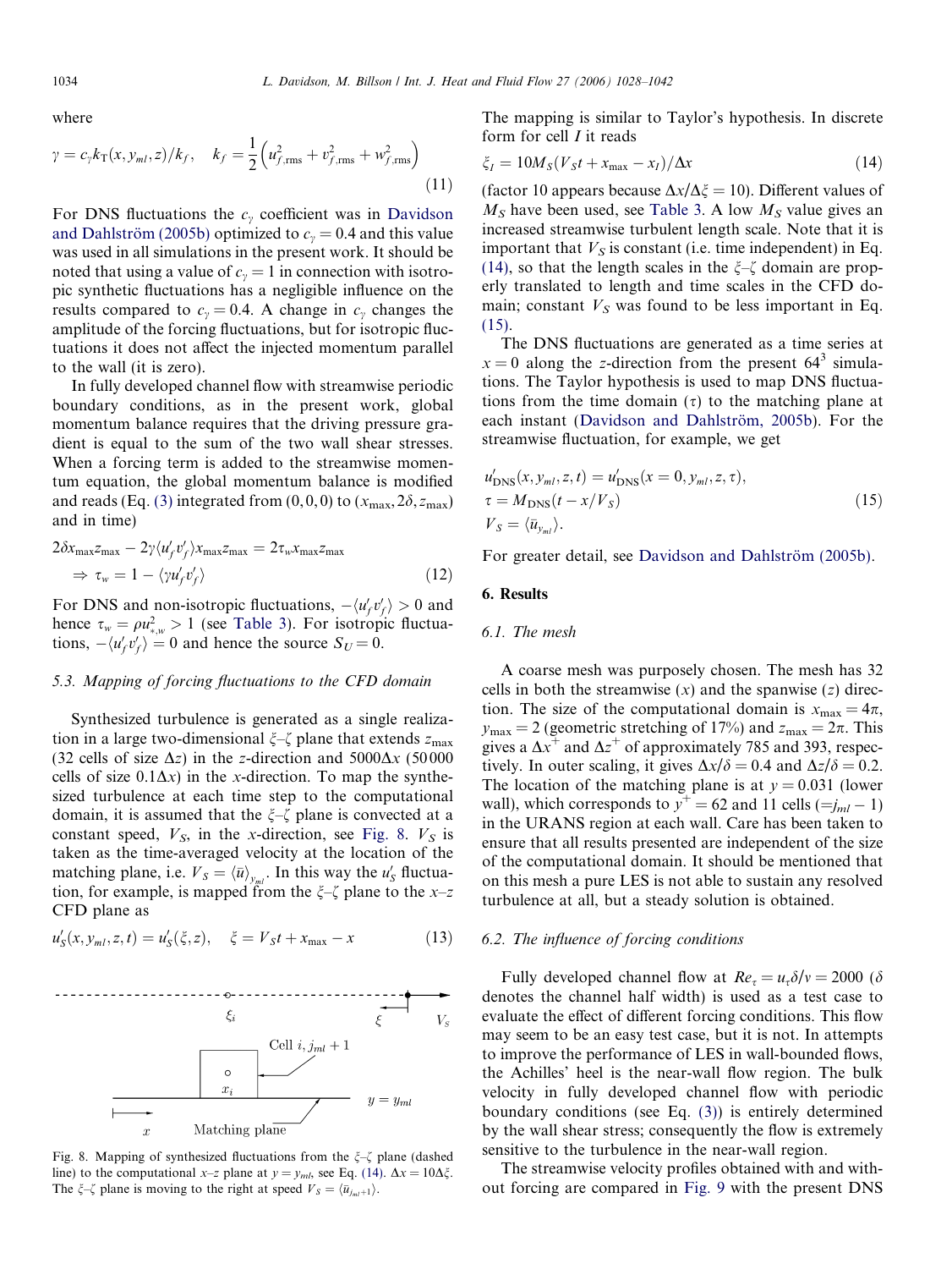where

$$\gamma = c_\gamma k_T(x, y_{ml}, z)/k_f, \quad k_f = \frac{1}{2}\left(u_{f,\mathrm{rms}}^2 + v_{f,\mathrm{rms}}^2 + w_{f,\mathrm{rms}}^2\right) \tag{11}$$

For DNS fluctuations the $c_\gamma$ coefficient was in Davidson and Dahlström (2005b) optimized to $c_\gamma = 0.4$ and this value was used in all simulations in the present work. It should be noted that using a value of $c_\gamma = 1$ in connection with isotropic synthetic fluctuations has a negligible influence on the results compared to $c_\gamma = 0.4$. A change in $c_\gamma$ changes the amplitude of the forcing fluctuations, but for isotropic fluctuations it does not affect the injected momentum parallel to the wall (it is zero).

In fully developed channel flow with streamwise periodic boundary conditions, as in the present work, global momentum balance requires that the driving pressure gradient is equal to the sum of the two wall shear stresses. When a forcing term is added to the streamwise momentum equation, the global momentum balance is modified and reads (Eq. (3) integrated from $(0, 0, 0)$ to $(x_{\max}, 2\delta, z_{\max})$ and in time)

$$2\delta x_{\max} z_{\max} - 2\gamma\langle u_f' v_f'\rangle x_{\max} z_{\max} = 2\tau_w x_{\max} z_{\max}$$
$$\Rightarrow \tau_w = 1 - \langle \gamma u_f' v_f'\rangle \tag{12}$$

For DNS and non-isotropic fluctuations, $-\langle u_f' v_f'\rangle > 0$ and hence $\tau_w = \rho u_{*,w}^2 > 1$ (see Table 3). For isotropic fluctuations, $-\langle u_f' v_f'\rangle = 0$ and hence the source $S_U = 0$.

### 5.3. Mapping of forcing fluctuations to the CFD domain

Synthesized turbulence is generated as a single realization in a large two-dimensional $\xi$–$\zeta$ plane that extends $z_{\max}$ (32 cells of size $\Delta z$) in the $z$-direction and $5000\Delta x$ (50 000 cells of size $0.1\Delta x$) in the $x$-direction. To map the synthesized turbulence at each time step to the computational domain, it is assumed that the $\xi$–$\zeta$ plane is convected at a constant speed, $V_S$, in the $x$-direction, see Fig. 8. $V_S$ is taken as the time-averaged velocity at the location of the matching plane, i.e. $V_S = \langle \bar{u}\rangle_{y_{ml}}$. In this way the $u_S'$ fluctuation, for example, is mapped from the $\xi$–$\zeta$ plane to the $x$–$z$ CFD plane as

$$u_S'(x, y_{ml}, z, t) = u_S'(\xi, z), \quad \xi = V_S t + x_{\max} - x \tag{13}$$

Fig. 8. Mapping of synthesized fluctuations from the $\xi$–$\zeta$ plane (dashed line) to the computational $x$–$z$ plane at $y = y_{ml}$, see Eq. (14). $\Delta x = 10\Delta\xi$. The $\xi$–$\zeta$ plane is moving to the right at speed $V_S = \langle \bar{u}_{j_{ml}+1}\rangle$.

The mapping is similar to Taylor's hypothesis. In discrete form for cell $I$ it reads

$$\xi_I = 10 M_S (V_S t + x_{\max} - x_I)/\Delta x \tag{14}$$

(factor 10 appears because $\Delta x/\Delta\xi = 10$). Different values of $M_S$ have been used, see Table 3. A low $M_S$ value gives an increased streamwise turbulent length scale. Note that it is important that $V_S$ is constant (i.e. time independent) in Eq. (14), so that the length scales in the $\xi$–$\zeta$ domain are properly translated to length and time scales in the CFD domain; constant $V_S$ was found to be less important in Eq. (15).

The DNS fluctuations are generated as a time series at $x = 0$ along the $z$-direction from the present $64^3$ simulations. The Taylor hypothesis is used to map DNS fluctuations from the time domain ($\tau$) to the matching plane at each instant (Davidson and Dahlström, 2005b). For the streamwise fluctuation, for example, we get

$$u_{\mathrm{DNS}}'(x, y_{ml}, z, t) = u_{\mathrm{DNS}}'(x = 0, y_{ml}, z, \tau),$$
$$\tau = M_{\mathrm{DNS}}(t - x/V_S) \tag{15}$$
$$V_S = \langle \bar{u}_{y_{ml}}\rangle.$$

For greater detail, see Davidson and Dahlström (2005b).

## 6. Results

### 6.1. The mesh

A coarse mesh was purposely chosen. The mesh has 32 cells in both the streamwise ($x$) and the spanwise ($z$) direction. The size of the computational domain is $x_{\max} = 4\pi$, $y_{\max} = 2$ (geometric stretching of 17%) and $z_{\max} = 2\pi$. This gives a $\Delta x^+$ and $\Delta z^+$ of approximately 785 and 393, respectively. In outer scaling, it gives $\Delta x/\delta = 0.4$ and $\Delta z/\delta = 0.2$. The location of the matching plane is at $y = 0.031$ (lower wall), which corresponds to $y^+ = 62$ and 11 cells ($= j_{ml} - 1$) in the URANS region at each wall. Care has been taken to ensure that all results presented are independent of the size of the computational domain. It should be mentioned that on this mesh a pure LES is not able to sustain any resolved turbulence at all, but a steady solution is obtained.

### 6.2. The influence of forcing conditions

Fully developed channel flow at $Re_\tau = u_\tau\delta/\nu = 2000$ ($\delta$ denotes the channel half width) is used as a test case to evaluate the effect of different forcing conditions. This flow may seem to be an easy test case, but it is not. In attempts to improve the performance of LES in wall-bounded flows, the Achilles' heel is the near-wall flow region. The bulk velocity in fully developed channel flow with periodic boundary conditions (see Eq. (3)) is entirely determined by the wall shear stress; consequently the flow is extremely sensitive to the turbulence in the near-wall region.

The streamwise velocity profiles obtained with and without forcing are compared in Fig. 9 with the present DNS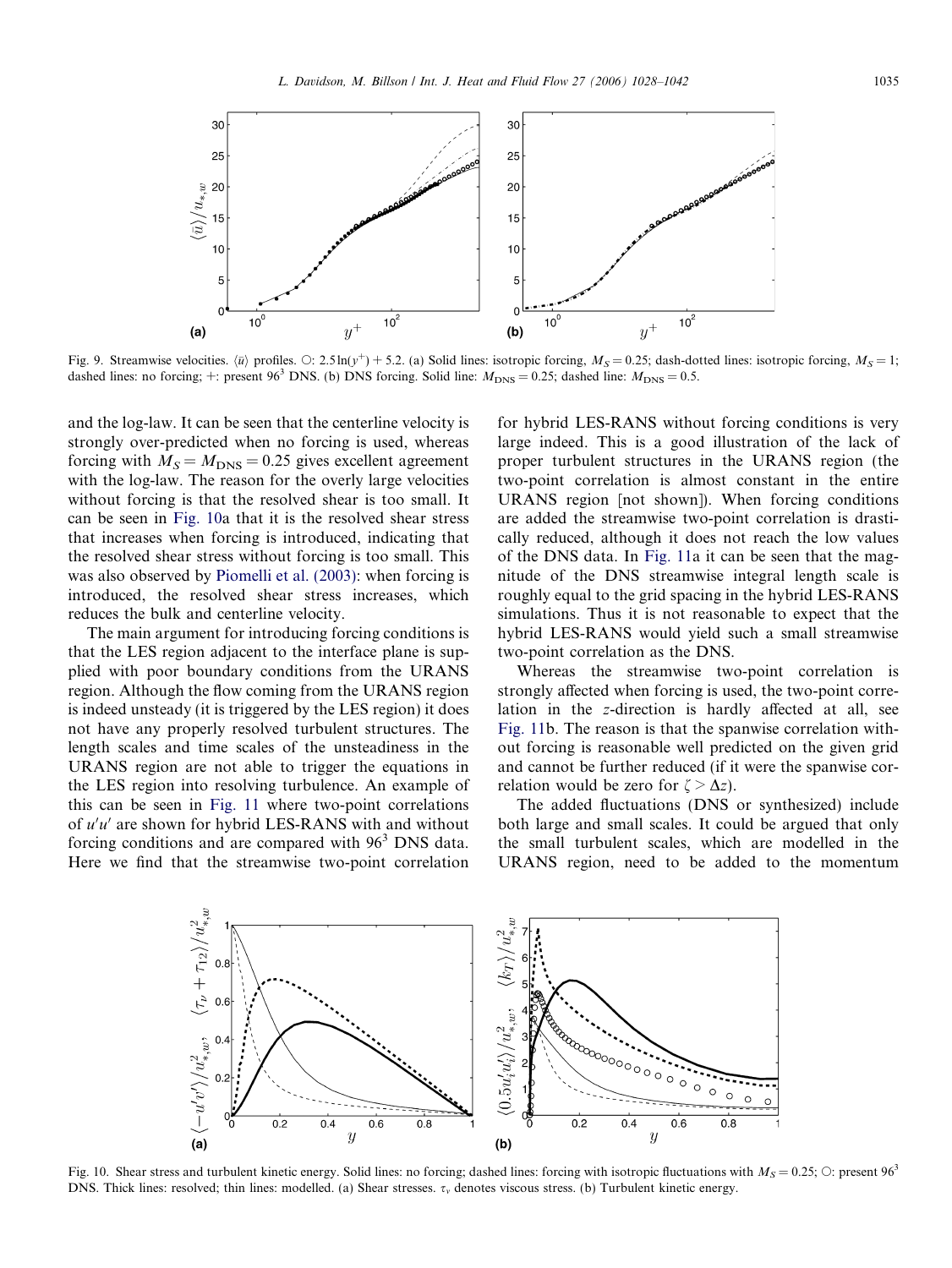Fig. 9. Streamwise velocities. $\langle \bar{u} \rangle$ profiles. ○: $2.5\ln(y^+) + 5.2$. (a) Solid lines: isotropic forcing, $M_S = 0.25$; dash-dotted lines: isotropic forcing, $M_S = 1$; dashed lines: no forcing; +: present $96^3$ DNS. (b) DNS forcing. Solid line: $M_{\mathrm{DNS}} = 0.25$; dashed line: $M_{\mathrm{DNS}} = 0.5$.

and the log-law. It can be seen that the centerline velocity is strongly over-predicted when no forcing is used, whereas forcing with $M_S = M_{\mathrm{DNS}} = 0.25$ gives excellent agreement with the log-law. The reason for the overly large velocities without forcing is that the resolved shear is too small. It can be seen in Fig. 10a that it is the resolved shear stress that increases when forcing is introduced, indicating that the resolved shear stress without forcing is too small. This was also observed by Piomelli et al. (2003): when forcing is introduced, the resolved shear stress increases, which reduces the bulk and centerline velocity.

The main argument for introducing forcing conditions is that the LES region adjacent to the interface plane is supplied with poor boundary conditions from the URANS region. Although the flow coming from the URANS region is indeed unsteady (it is triggered by the LES region) it does not have any properly resolved turbulent structures. The length scales and time scales of the unsteadiness in the URANS region are not able to trigger the equations in the LES region into resolving turbulence. An example of this can be seen in Fig. 11 where two-point correlations of $u'u'$ are shown for hybrid LES-RANS with and without forcing conditions and are compared with $96^3$ DNS data. Here we find that the streamwise two-point correlation for hybrid LES-RANS without forcing conditions is very large indeed. This is a good illustration of the lack of proper turbulent structures in the URANS region (the two-point correlation is almost constant in the entire URANS region [not shown]). When forcing conditions are added the streamwise two-point correlation is drastically reduced, although it does not reach the low values of the DNS data. In Fig. 11a it can be seen that the magnitude of the DNS streamwise integral length scale is roughly equal to the grid spacing in the hybrid LES-RANS simulations. Thus it is not reasonable to expect that the hybrid LES-RANS would yield such a small streamwise two-point correlation as the DNS.

Whereas the streamwise two-point correlation is strongly affected when forcing is used, the two-point correlation in the $z$-direction is hardly affected at all, see Fig. 11b. The reason is that the spanwise correlation without forcing is reasonable well predicted on the given grid and cannot be further reduced (if it were the spanwise correlation would be zero for $\zeta > \Delta z$).

The added fluctuations (DNS or synthesized) include both large and small scales. It could be argued that only the small turbulent scales, which are modelled in the URANS region, need to be added to the momentum

Fig. 10. Shear stress and turbulent kinetic energy. Solid lines: no forcing; dashed lines: forcing with isotropic fluctuations with $M_S = 0.25$; ○: present $96^3$ DNS. Thick lines: resolved; thin lines: modelled. (a) Shear stresses. $\tau_\nu$ denotes viscous stress. (b) Turbulent kinetic energy.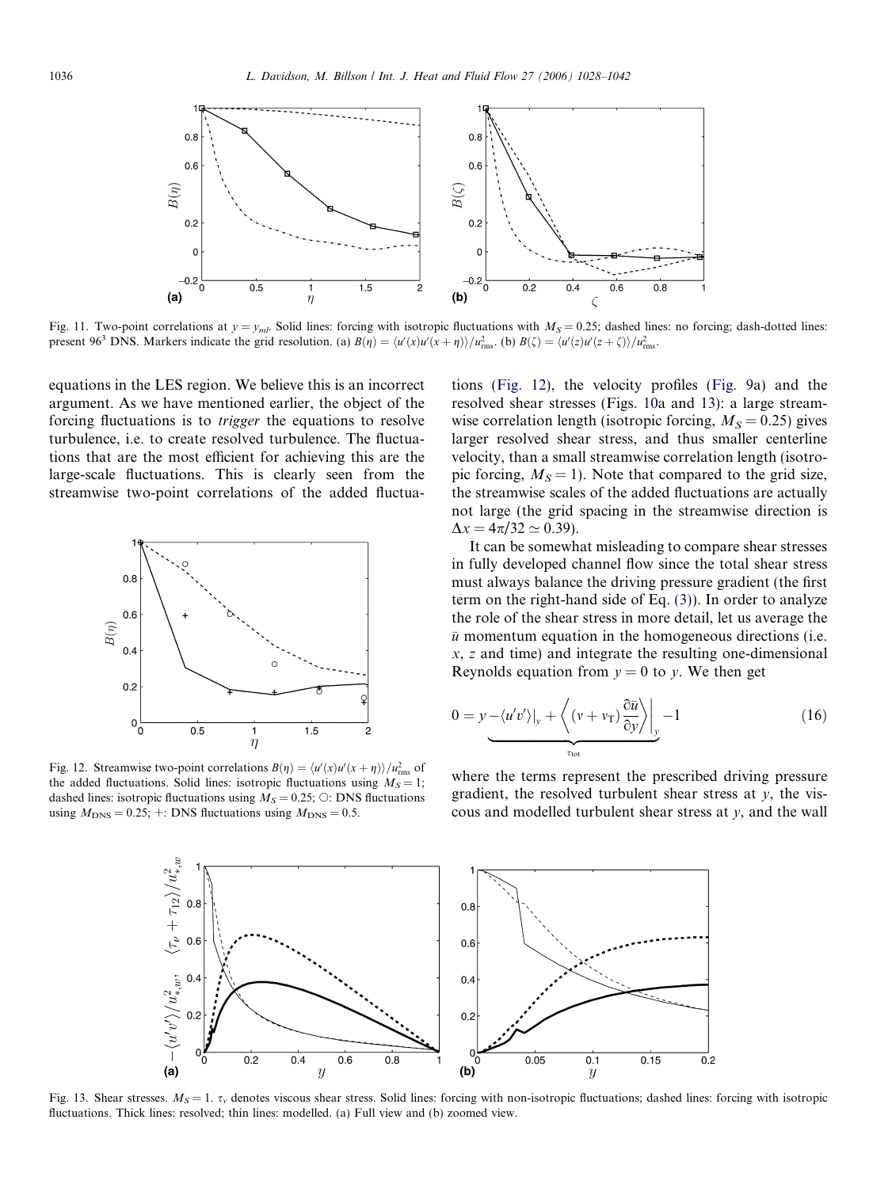Fig. 11. Two-point correlations at $y = y_{ml}$. Solid lines: forcing with isotropic fluctuations with $M_S = 0.25$; dashed lines: no forcing; dash-dotted lines: present $96^3$ DNS. Markers indicate the grid resolution. (a) $B(\eta) = \langle u'(x)u'(x+\eta)\rangle / u^2_{\rm rms}$. (b) $B(\zeta) = \langle u'(z)u'(z+\zeta)\rangle / u^2_{\rm rms}$.

equations in the LES region. We believe this is an incorrect argument. As we have mentioned earlier, the object of the forcing fluctuations is to *trigger* the equations to resolve turbulence, i.e. to create resolved turbulence. The fluctuations that are the most efficient for achieving this are the large-scale fluctuations. This is clearly seen from the streamwise two-point correlations of the added fluctuations (Fig. 12), the velocity profiles (Fig. 9a) and the resolved shear stresses (Figs. 10a and 13): a large streamwise correlation length (isotropic forcing, $M_S = 0.25$) gives larger resolved shear stress, and thus smaller centerline velocity, than a small streamwise correlation length (isotropic forcing, $M_S = 1$). Note that compared to the grid size, the streamwise scales of the added fluctuations are actually not large (the grid spacing in the streamwise direction is $\Delta x = 4\pi/32 \simeq 0.39$).

Fig. 12. Streamwise two-point correlations $B(\eta) = \langle u'(x)u'(x+\eta)\rangle / u^2_{\rm rms}$ of the added fluctuations. Solid lines: isotropic fluctuations using $M_S = 1$; dashed lines: isotropic fluctuations using $M_S = 0.25$; ○: DNS fluctuations using $M_{\rm DNS} = 0.25$; +: DNS fluctuations using $M_{\rm DNS} = 0.5$.

It can be somewhat misleading to compare shear stresses in fully developed channel flow since the total shear stress must always balance the driving pressure gradient (the first term on the right-hand side of Eq. (3)). In order to analyze the role of the shear stress in more detail, let us average the $\bar{u}$ momentum equation in the homogeneous directions (i.e. $x$, $z$ and time) and integrate the resulting one-dimensional Reynolds equation from $y = 0$ to $y$. We then get

$$0 = y \underbrace{- \langle u'v' \rangle|_y + \left\langle (\nu + \nu_T) \frac{\partial \bar{u}}{\partial y} \right\rangle \bigg|_y}_{\tau_{\rm tot}} - 1 \tag{16}$$

where the terms represent the prescribed driving pressure gradient, the resolved turbulent shear stress at $y$, the viscous and modelled turbulent shear stress at $y$, and the wall

Fig. 13. Shear stresses. $M_S = 1$. $\tau_\nu$ denotes viscous shear stress. Solid lines: forcing with non-isotropic fluctuations; dashed lines: forcing with isotropic fluctuations. Thick lines: resolved; thin lines: modelled. (a) Full view and (b) zoomed view.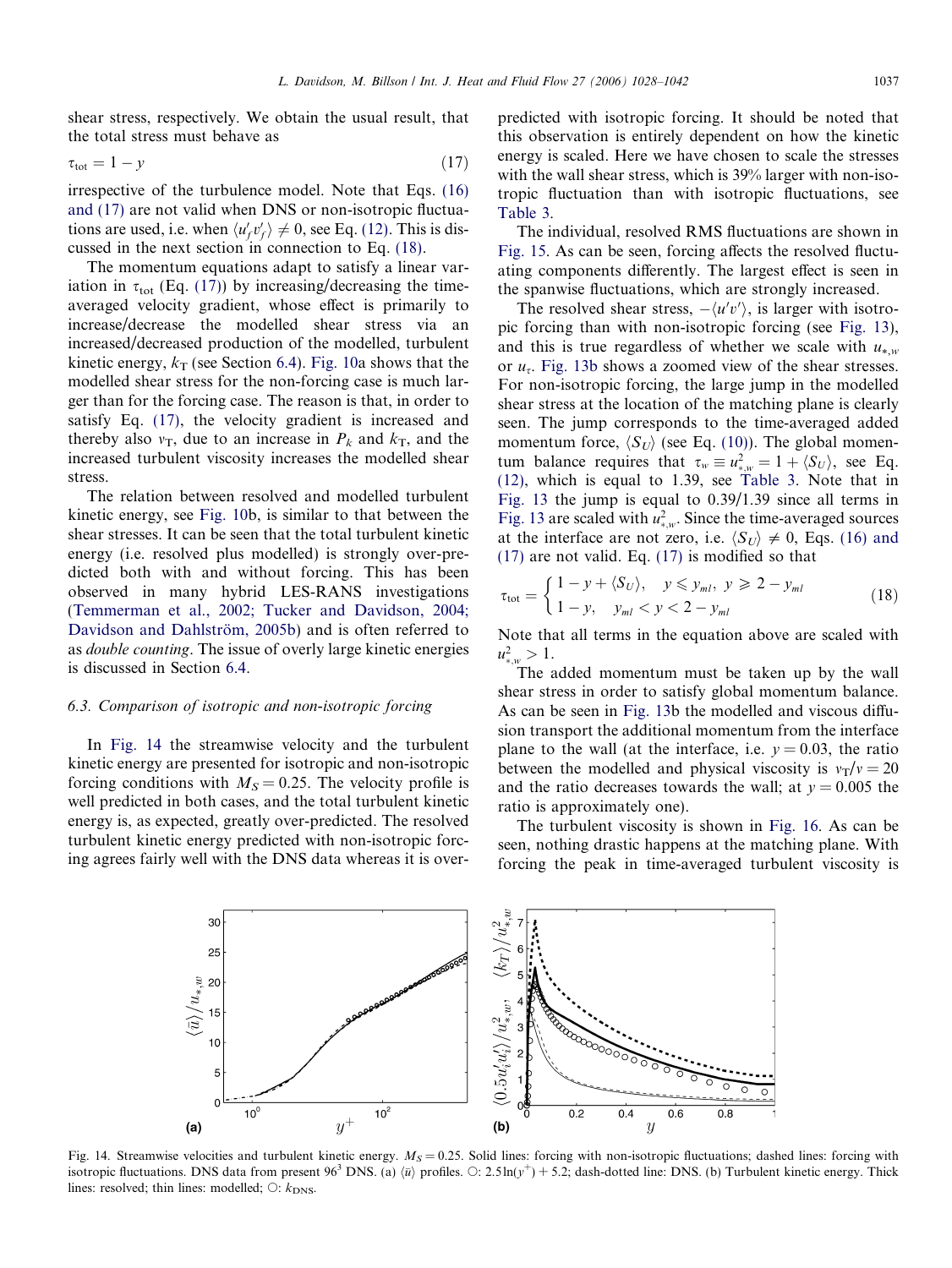shear stress, respectively. We obtain the usual result, that the total stress must behave as

$$\tau_{tot} = 1 - y \tag{17}$$

irrespective of the turbulence model. Note that Eqs. (16) and (17) are not valid when DNS or non-isotropic fluctuations are used, i.e. when $\langle u'_f v'_f \rangle \neq 0$, see Eq. (12). This is discussed in the next section in connection to Eq. (18).

The momentum equations adapt to satisfy a linear variation in $\tau_{tot}$ (Eq. (17)) by increasing/decreasing the time-averaged velocity gradient, whose effect is primarily to increase/decrease the modelled shear stress via an increased/decreased production of the modelled, turbulent kinetic energy, $k_T$ (see Section 6.4). Fig. 10a shows that the modelled shear stress for the non-forcing case is much larger than for the forcing case. The reason is that, in order to satisfy Eq. (17), the velocity gradient is increased and thereby also $\nu_T$, due to an increase in $P_k$ and $k_T$, and the increased turbulent viscosity increases the modelled shear stress.

The relation between resolved and modelled turbulent kinetic energy, see Fig. 10b, is similar to that between the shear stresses. It can be seen that the total turbulent kinetic energy (i.e. resolved plus modelled) is strongly over-predicted both with and without forcing. This has been observed in many hybrid LES-RANS investigations (Temmerman et al., 2002; Tucker and Davidson, 2004; Davidson and Dahlström, 2005b) and is often referred to as *double counting*. The issue of overly large kinetic energies is discussed in Section 6.4.

### 6.3. Comparison of isotropic and non-isotropic forcing

In Fig. 14 the streamwise velocity and the turbulent kinetic energy are presented for isotropic and non-isotropic forcing conditions with $M_S = 0.25$. The velocity profile is well predicted in both cases, and the total turbulent kinetic energy is, as expected, greatly over-predicted. The resolved turbulent kinetic energy predicted with non-isotropic forcing agrees fairly well with the DNS data whereas it is over-predicted with isotropic forcing. It should be noted that this observation is entirely dependent on how the kinetic energy is scaled. Here we have chosen to scale the stresses with the wall shear stress, which is 39% larger with non-isotropic fluctuation than with isotropic fluctuations, see Table 3.

The individual, resolved RMS fluctuations are shown in Fig. 15. As can be seen, forcing affects the resolved fluctuating components differently. The largest effect is seen in the spanwise fluctuations, which are strongly increased.

The resolved shear stress, $-\langle u'v' \rangle$, is larger with isotropic forcing than with non-isotropic forcing (see Fig. 13), and this is true regardless of whether we scale with $u_{*,w}$ or $u_\tau$. Fig. 13b shows a zoomed view of the shear stresses. For non-isotropic forcing, the large jump in the modelled shear stress at the location of the matching plane is clearly seen. The jump corresponds to the time-averaged added momentum force, $\langle S_U \rangle$ (see Eq. (10)). The global momentum balance requires that $\tau_w \equiv u^2_{*,w} = 1 + \langle S_U \rangle$, see Eq. (12), which is equal to 1.39, see Table 3. Note that in Fig. 13 the jump is equal to 0.39/1.39 since all terms in Fig. 13 are scaled with $u^2_{*,w}$. Since the time-averaged sources at the interface are not zero, i.e. $\langle S_U \rangle \neq 0$, Eqs. (16) and (17) are not valid. Eq. (17) is modified so that

$$\tau_{tot} = \begin{cases} 1 - y + \langle S_U \rangle, & y \leqslant y_{ml},\ y \geqslant 2 - y_{ml} \\ 1 - y, & y_{ml} < y < 2 - y_{ml} \end{cases} \tag{18}$$

Note that all terms in the equation above are scaled with $u^2_{*,w} > 1$.

The added momentum must be taken up by the wall shear stress in order to satisfy global momentum balance. As can be seen in Fig. 13b the modelled and viscous diffusion transport the additional momentum from the interface plane to the wall (at the interface, i.e. $y = 0.03$, the ratio between the modelled and physical viscosity is $\nu_T/\nu = 20$ and the ratio decreases towards the wall; at $y = 0.005$ the ratio is approximately one).

The turbulent viscosity is shown in Fig. 16. As can be seen, nothing drastic happens at the matching plane. With forcing the peak in time-averaged turbulent viscosity is

Fig. 14. Streamwise velocities and turbulent kinetic energy. $M_S = 0.25$. Solid lines: forcing with non-isotropic fluctuations; dashed lines: forcing with isotropic fluctuations. DNS data from present $96^3$ DNS. (a) $\langle \bar{u} \rangle$ profiles. ○: $2.5\ln(y^+) + 5.2$; dash-dotted line: DNS. (b) Turbulent kinetic energy. Thick lines: resolved; thin lines: modelled; ○: $k_{DNS}$.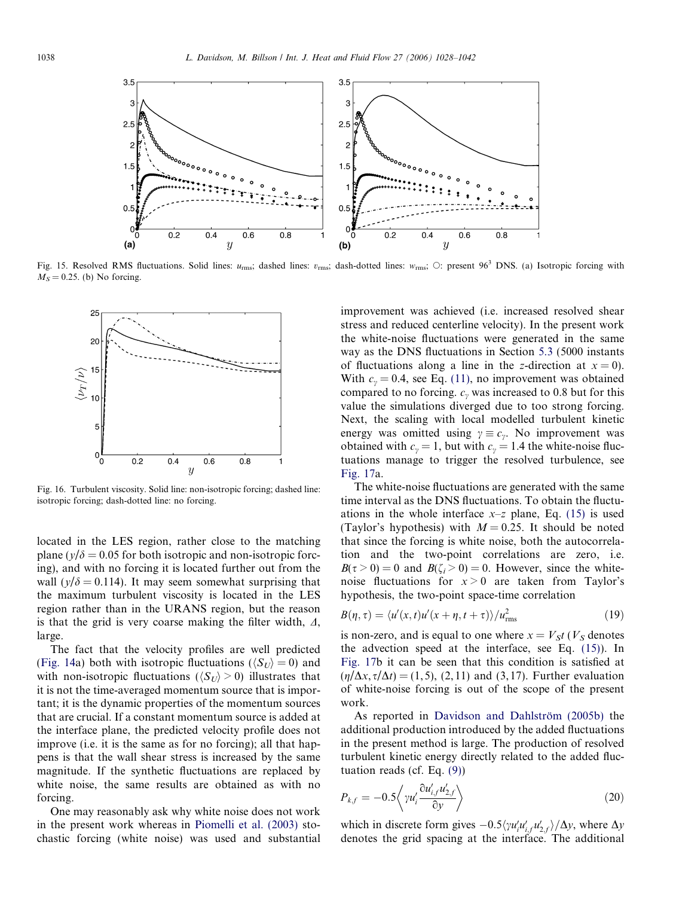Fig. 15. Resolved RMS fluctuations. Solid lines: $u_{\mathrm{rms}}$; dashed lines: $v_{\mathrm{rms}}$; dash-dotted lines: $w_{\mathrm{rms}}$; ○: present $96^3$ DNS. (a) Isotropic forcing with $M_S = 0.25$. (b) No forcing.

Fig. 16. Turbulent viscosity. Solid line: non-isotropic forcing; dashed line: isotropic forcing; dash-dotted line: no forcing.

located in the LES region, rather close to the matching plane ($y/\delta = 0.05$ for both isotropic and non-isotropic forcing), and with no forcing it is located further out from the wall ($y/\delta = 0.114$). It may seem somewhat surprising that the maximum turbulent viscosity is located in the LES region rather than in the URANS region, but the reason is that the grid is very coarse making the filter width, $\Delta$, large.

The fact that the velocity profiles are well predicted (Fig. 14a) both with isotropic fluctuations ($\langle S_U \rangle = 0$) and with non-isotropic fluctuations ($\langle S_U \rangle > 0$) illustrates that it is not the time-averaged momentum source that is important; it is the dynamic properties of the momentum sources that are crucial. If a constant momentum source is added at the interface plane, the predicted velocity profile does not improve (i.e. it is the same as for no forcing); all that happens is that the wall shear stress is increased by the same magnitude. If the synthetic fluctuations are replaced by white noise, the same results are obtained as with no forcing.

One may reasonably ask why white noise does not work in the present work whereas in Piomelli et al. (2003) stochastic forcing (white noise) was used and substantial improvement was achieved (i.e. increased resolved shear stress and reduced centerline velocity). In the present work the white-noise fluctuations were generated in the same way as the DNS fluctuations in Section 5.3 (5000 instants of fluctuations along a line in the $z$-direction at $x = 0$). With $c_\gamma = 0.4$, see Eq. (11), no improvement was obtained compared to no forcing. $c_\gamma$ was increased to 0.8 but for this value the simulations diverged due to too strong forcing. Next, the scaling with local modelled turbulent kinetic energy was omitted using $\gamma \equiv c_\gamma$. No improvement was obtained with $c_\gamma = 1$, but with $c_\gamma = 1.4$ the white-noise fluctuations manage to trigger the resolved turbulence, see Fig. 17a.

The white-noise fluctuations are generated with the same time interval as the DNS fluctuations. To obtain the fluctuations in the whole interface $x$–$z$ plane, Eq. (15) is used (Taylor's hypothesis) with $M = 0.25$. It should be noted that since the forcing is white noise, both the autocorrelation and the two-point correlations are zero, i.e. $B(\tau > 0) = 0$ and $B(\zeta_i > 0) = 0$. However, since the white-noise fluctuations for $x > 0$ are taken from Taylor's hypothesis, the two-point space-time correlation

$$B(\eta, \tau) = \langle u'(x,t)u'(x+\eta, t+\tau)\rangle / u_{\mathrm{rms}}^2 \tag{19}$$

is non-zero, and is equal to one where $x = V_S t$ ($V_S$ denotes the advection speed at the interface, see Eq. (15)). In Fig. 17b it can be seen that this condition is satisfied at $(\eta/\Delta x, \tau/\Delta t) = (1,5)$, $(2,11)$ and $(3,17)$. Further evaluation of white-noise forcing is out of the scope of the present work.

As reported in Davidson and Dahlström (2005b) the additional production introduced by the added fluctuations in the present method is large. The production of resolved turbulent kinetic energy directly related to the added fluctuation reads (cf. Eq. (9))

$$P_{k,f} = -0.5\left\langle \gamma u_i' \frac{\partial u_{i,f}' u_{2,f}'}{\partial y} \right\rangle \tag{20}$$

which in discrete form gives $-0.5\langle \gamma u_i' u_{i,f}' u_{2,f}' \rangle / \Delta y$, where $\Delta y$ denotes the grid spacing at the interface. The additional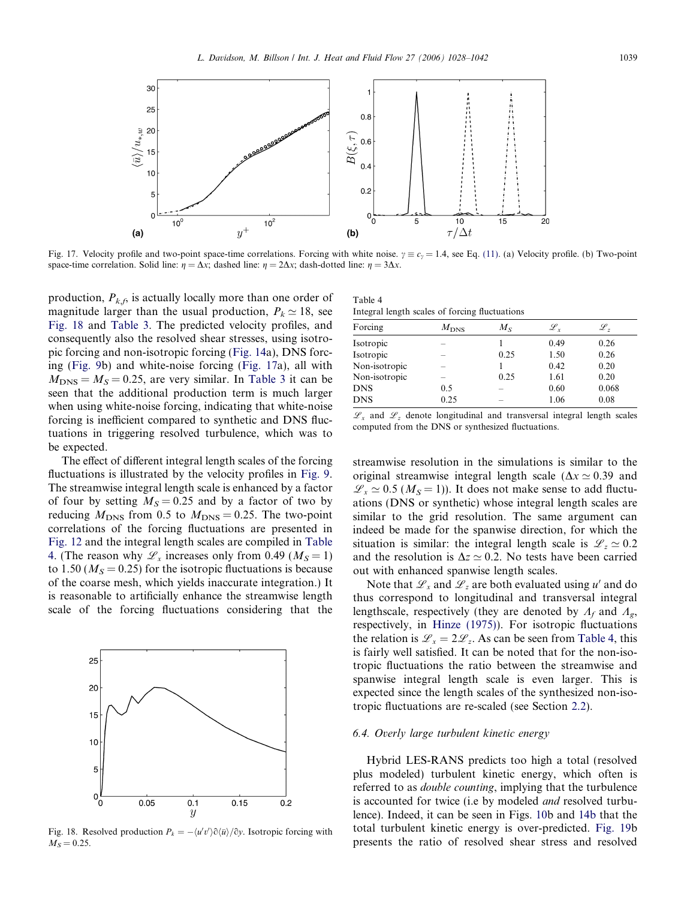Fig. 17. Velocity profile and two-point space-time correlations. Forcing with white noise. $\gamma \equiv c_\gamma = 1.4$, see Eq. (11). (a) Velocity profile. (b) Two-point space-time correlation. Solid line: $\eta = \Delta x$; dashed line: $\eta = 2\Delta x$; dash-dotted line: $\eta = 3\Delta x$.

production, $P_{k,f}$, is actually locally more than one order of magnitude larger than the usual production, $P_k \simeq 18$, see Fig. 18 and Table 3. The predicted velocity profiles, and consequently also the resolved shear stresses, using isotropic forcing and non-isotropic forcing (Fig. 14a), DNS forcing (Fig. 9b) and white-noise forcing (Fig. 17a), all with $M_{\text{DNS}} = M_S = 0.25$, are very similar. In Table 3 it can be seen that the additional production term is much larger when using white-noise forcing, indicating that white-noise forcing is inefficient compared to synthetic and DNS fluctuations in triggering resolved turbulence, which was to be expected.

The effect of different integral length scales of the forcing fluctuations is illustrated by the velocity profiles in Fig. 9. The streamwise integral length scale is enhanced by a factor of four by setting $M_S = 0.25$ and by a factor of two by reducing $M_{\text{DNS}}$ from 0.5 to $M_{\text{DNS}} = 0.25$. The two-point correlations of the forcing fluctuations are presented in Fig. 12 and the integral length scales are compiled in Table 4. (The reason why $\mathscr{L}_x$ increases only from 0.49 ($M_S = 1$) to 1.50 ($M_S = 0.25$) for the isotropic fluctuations is because of the coarse mesh, which yields inaccurate integration.) It is reasonable to artificially enhance the streamwise length scale of the forcing fluctuations considering that the

Fig. 18. Resolved production $P_k = -\langle u'v'\rangle \partial\langle \bar{u}\rangle/\partial y$. Isotropic forcing with $M_S = 0.25$.

Table 4
Integral length scales of forcing fluctuations

| Forcing | $M_{\text{DNS}}$ | $M_S$ | $\mathscr{L}_x$ | $\mathscr{L}_z$ |
|---|---|---|---|---|
| Isotropic | – | 1 | 0.49 | 0.26 |
| Isotropic | – | 0.25 | 1.50 | 0.26 |
| Non-isotropic | – | 1 | 0.42 | 0.20 |
| Non-isotropic | – | 0.25 | 1.61 | 0.20 |
| DNS | 0.5 | – | 0.60 | 0.068 |
| DNS | 0.25 | – | 1.06 | 0.08 |

$\mathscr{L}_x$ and $\mathscr{L}_z$ denote longitudinal and transversal integral length scales computed from the DNS or synthesized fluctuations.

streamwise resolution in the simulations is similar to the original streamwise integral length scale ($\Delta x \simeq 0.39$ and $\mathscr{L}_x \simeq 0.5$ ($M_S = 1$)). It does not make sense to add fluctuations (DNS or synthetic) whose integral length scales are similar to the grid resolution. The same argument can indeed be made for the spanwise direction, for which the situation is similar: the integral length scale is $\mathscr{L}_z \simeq 0.2$ and the resolution is $\Delta z \simeq 0.2$. No tests have been carried out with enhanced spanwise length scales.

Note that $\mathscr{L}_x$ and $\mathscr{L}_z$ are both evaluated using $u'$ and do thus correspond to longitudinal and transversal integral lengthscale, respectively (they are denoted by $\Lambda_f$ and $\Lambda_g$, respectively, in Hinze (1975)). For isotropic fluctuations the relation is $\mathscr{L}_x = 2\mathscr{L}_z$. As can be seen from Table 4, this is fairly well satisfied. It can be noted that for the non-isotropic fluctuations the ratio between the streamwise and spanwise integral length scale is even larger. This is expected since the length scales of the synthesized non-isotropic fluctuations are re-scaled (see Section 2.2).

### 6.4. Overly large turbulent kinetic energy

Hybrid LES-RANS predicts too high a total (resolved plus modeled) turbulent kinetic energy, which often is referred to as *double counting*, implying that the turbulence is accounted for twice (i.e by modeled *and* resolved turbulence). Indeed, it can be seen in Figs. 10b and 14b that the total turbulent kinetic energy is over-predicted. Fig. 19b presents the ratio of resolved shear stress and resolved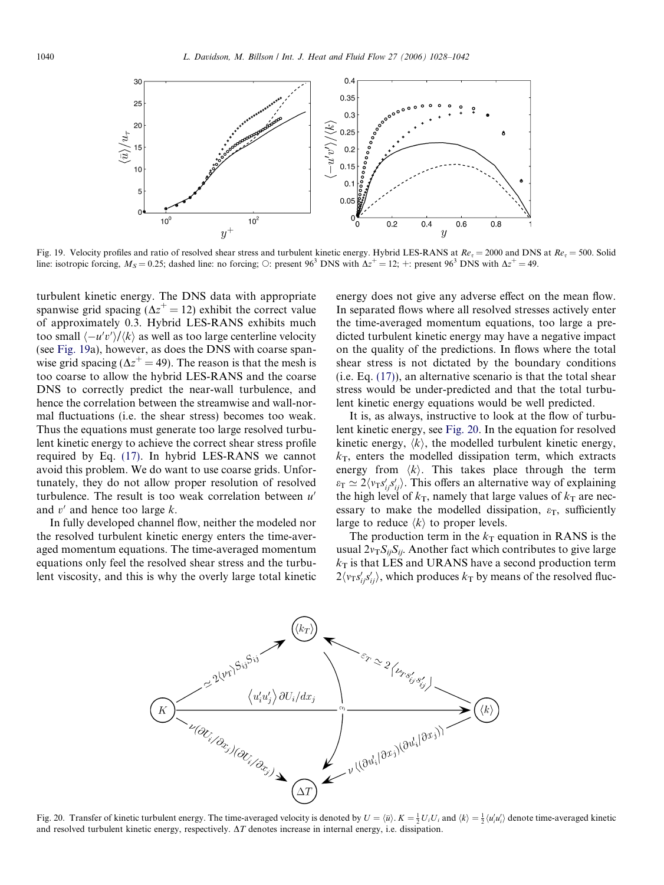Fig. 19. Velocity profiles and ratio of resolved shear stress and turbulent kinetic energy. Hybrid LES-RANS at $Re_\tau = 2000$ and DNS at $Re_\tau = 500$. Solid line: isotropic forcing, $M_S = 0.25$; dashed line: no forcing; ○: present $96^3$ DNS with $\Delta z^+ = 12$; +: present $96^3$ DNS with $\Delta z^+ = 49$.

turbulent kinetic energy. The DNS data with appropriate spanwise grid spacing ($\Delta z^+ = 12$) exhibit the correct value of approximately 0.3. Hybrid LES-RANS exhibits much too small $\langle -u'v' \rangle / \langle k \rangle$ as well as too large centerline velocity (see Fig. 19a), however, as does the DNS with coarse spanwise grid spacing ($\Delta z^+ = 49$). The reason is that the mesh is too coarse to allow the hybrid LES-RANS and the coarse DNS to correctly predict the near-wall turbulence, and hence the correlation between the streamwise and wall-normal fluctuations (i.e. the shear stress) becomes too weak. Thus the equations must generate too large resolved turbulent kinetic energy to achieve the correct shear stress profile required by Eq. (17). In hybrid LES-RANS we cannot avoid this problem. We do want to use coarse grids. Unfortunately, they do not allow proper resolution of resolved turbulence. The result is too weak correlation between $u'$ and $v'$ and hence too large $k$.

In fully developed channel flow, neither the modeled nor the resolved turbulent kinetic energy enters the time-averaged momentum equations. The time-averaged momentum equations only feel the resolved shear stress and the turbulent viscosity, and this is why the overly large total kinetic energy does not give any adverse effect on the mean flow. In separated flows where all resolved stresses actively enter the time-averaged momentum equations, too large a predicted turbulent kinetic energy may have a negative impact on the quality of the predictions. In flows where the total shear stress is not dictated by the boundary conditions (i.e. Eq. (17)), an alternative scenario is that the total shear stress would be under-predicted and that the total turbulent kinetic energy equations would be well predicted.

It is, as always, instructive to look at the flow of turbulent kinetic energy, see Fig. 20. In the equation for resolved kinetic energy, $\langle k \rangle$, the modelled turbulent kinetic energy, $k_T$, enters the modelled dissipation term, which extracts energy from $\langle k \rangle$. This takes place through the term $\varepsilon_T \simeq 2\langle \nu_T s'_{ij} s'_{ij} \rangle$. This offers an alternative way of explaining the high level of $k_T$, namely that large values of $k_T$ are necessary to make the modelled dissipation, $\varepsilon_T$, sufficiently large to reduce $\langle k \rangle$ to proper levels.

The production term in the $k_T$ equation in RANS is the usual $2\nu_T S_{ij} S_{ij}$. Another fact which contributes to give large $k_T$ is that LES and URANS have a second production term $2\langle \nu_T s'_{ij} s'_{ij} \rangle$, which produces $k_T$ by means of the resolved fluc-

Fig. 20. Transfer of kinetic turbulent energy. The time-averaged velocity is denoted by $U = \langle \bar{u} \rangle$. $K = \frac{1}{2} U_i U_i$ and $\langle k \rangle = \frac{1}{2} \langle u'_i u'_i \rangle$ denote time-averaged kinetic and resolved turbulent kinetic energy, respectively. $\Delta T$ denotes increase in internal energy, i.e. dissipation.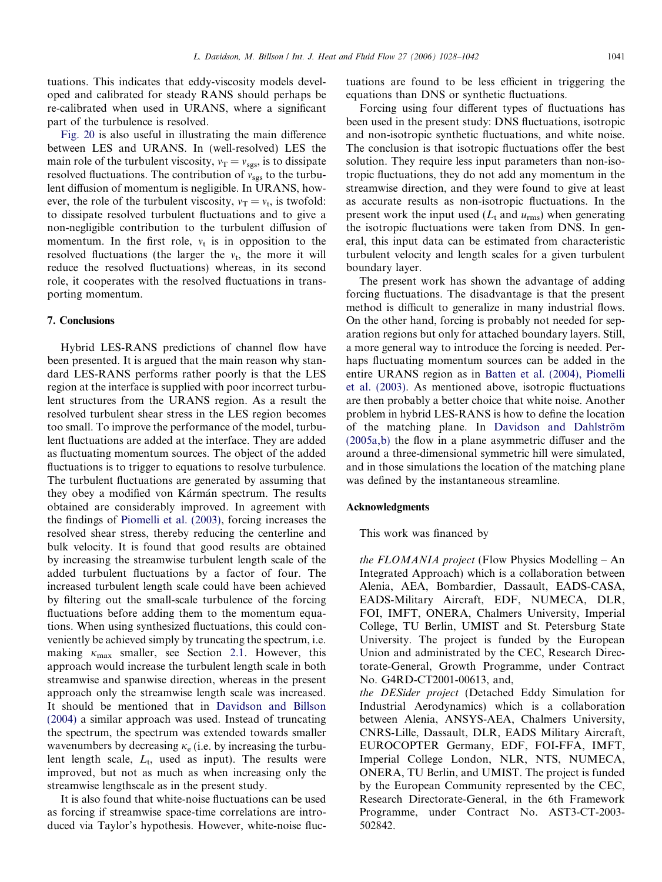tuations. This indicates that eddy-viscosity models developed and calibrated for steady RANS should perhaps be re-calibrated when used in URANS, where a significant part of the turbulence is resolved.

Fig. 20 is also useful in illustrating the main difference between LES and URANS. In (well-resolved) LES the main role of the turbulent viscosity, $\nu_T = \nu_{sgs}$, is to dissipate resolved fluctuations. The contribution of $\nu_{sgs}$ to the turbulent diffusion of momentum is negligible. In URANS, however, the role of the turbulent viscosity, $\nu_T = \nu_t$, is twofold: to dissipate resolved turbulent fluctuations and to give a non-negligible contribution to the turbulent diffusion of momentum. In the first role, $\nu_t$ is in opposition to the resolved fluctuations (the larger the $\nu_t$, the more it will reduce the resolved fluctuations) whereas, in its second role, it cooperates with the resolved fluctuations in transporting momentum.

## 7. Conclusions

Hybrid LES-RANS predictions of channel flow have been presented. It is argued that the main reason why standard LES-RANS performs rather poorly is that the LES region at the interface is supplied with poor incorrect turbulent structures from the URANS region. As a result the resolved turbulent shear stress in the LES region becomes too small. To improve the performance of the model, turbulent fluctuations are added at the interface. They are added as fluctuating momentum sources. The object of the added fluctuations is to trigger to equations to resolve turbulence. The turbulent fluctuations are generated by assuming that they obey a modified von Kármán spectrum. The results obtained are considerably improved. In agreement with the findings of Piomelli et al. (2003), forcing increases the resolved shear stress, thereby reducing the centerline and bulk velocity. It is found that good results are obtained by increasing the streamwise turbulent length scale of the added turbulent fluctuations by a factor of four. The increased turbulent length scale could have been achieved by filtering out the small-scale turbulence of the forcing fluctuations before adding them to the momentum equations. When using synthesized fluctuations, this could conveniently be achieved simply by truncating the spectrum, i.e. making $\kappa_{max}$ smaller, see Section 2.1. However, this approach would increase the turbulent length scale in both streamwise and spanwise direction, whereas in the present approach only the streamwise length scale was increased. It should be mentioned that in Davidson and Billson (2004) a similar approach was used. Instead of truncating the spectrum, the spectrum was extended towards smaller wavenumbers by decreasing $\kappa_e$ (i.e. by increasing the turbulent length scale, $L_t$, used as input). The results were improved, but not as much as when increasing only the streamwise lengthscale as in the present study.

It is also found that white-noise fluctuations can be used as forcing if streamwise space-time correlations are introduced via Taylor's hypothesis. However, white-noise fluctuations are found to be less efficient in triggering the equations than DNS or synthetic fluctuations.

Forcing using four different types of fluctuations has been used in the present study: DNS fluctuations, isotropic and non-isotropic synthetic fluctuations, and white noise. The conclusion is that isotropic fluctuations offer the best solution. They require less input parameters than non-isotropic fluctuations, they do not add any momentum in the streamwise direction, and they were found to give at least as accurate results as non-isotropic fluctuations. In the present work the input used ($L_t$ and $u_{rms}$) when generating the isotropic fluctuations were taken from DNS. In general, this input data can be estimated from characteristic turbulent velocity and length scales for a given turbulent boundary layer.

The present work has shown the advantage of adding forcing fluctuations. The disadvantage is that the present method is difficult to generalize in many industrial flows. On the other hand, forcing is probably not needed for separation regions but only for attached boundary layers. Still, a more general way to introduce the forcing is needed. Perhaps fluctuating momentum sources can be added in the entire URANS region as in Batten et al. (2004), Piomelli et al. (2003). As mentioned above, isotropic fluctuations are then probably a better choice that white noise. Another problem in hybrid LES-RANS is how to define the location of the matching plane. In Davidson and Dahlström (2005a,b) the flow in a plane asymmetric diffuser and the around a three-dimensional symmetric hill were simulated, and in those simulations the location of the matching plane was defined by the instantaneous streamline.

## Acknowledgments

This work was financed by

*the FLOMANIA project* (Flow Physics Modelling – An Integrated Approach) which is a collaboration between Alenia, AEA, Bombardier, Dassault, EADS-CASA, EADS-Military Aircraft, EDF, NUMECA, DLR, FOI, IMFT, ONERA, Chalmers University, Imperial College, TU Berlin, UMIST and St. Petersburg State University. The project is funded by the European Union and administrated by the CEC, Research Directorate-General, Growth Programme, under Contract No. G4RD-CT2001-00613, and,

*the DESider project* (Detached Eddy Simulation for Industrial Aerodynamics) which is a collaboration between Alenia, ANSYS-AEA, Chalmers University, CNRS-Lille, Dassault, DLR, EADS Military Aircraft, EUROCOPTER Germany, EDF, FOI-FFA, IMFT, Imperial College London, NLR, NTS, NUMECA, ONERA, TU Berlin, and UMIST. The project is funded by the European Community represented by the CEC, Research Directorate-General, in the 6th Framework Programme, under Contract No. AST3-CT-2003-502842.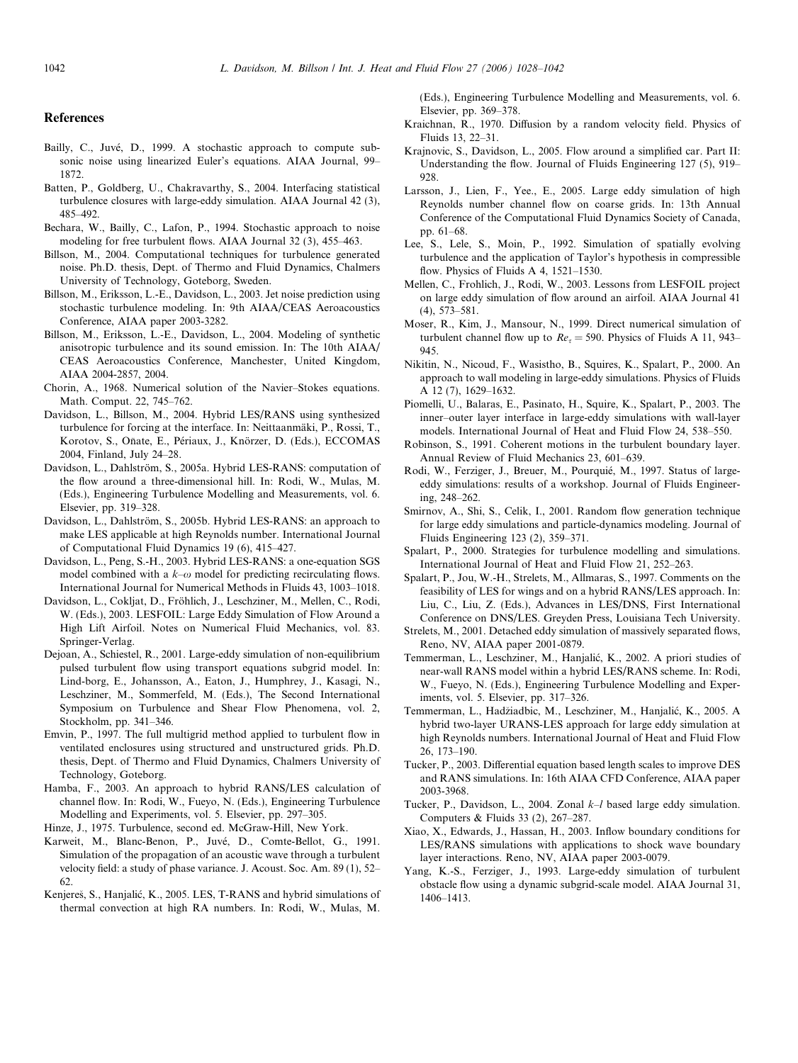## References

Bailly, C., Juvé, D., 1999. A stochastic approach to compute subsonic noise using linearized Euler's equations. AIAA Journal, 99–1872.

Batten, P., Goldberg, U., Chakravarthy, S., 2004. Interfacing statistical turbulence closures with large-eddy simulation. AIAA Journal 42 (3), 485–492.

Bechara, W., Bailly, C., Lafon, P., 1994. Stochastic approach to noise modeling for free turbulent flows. AIAA Journal 32 (3), 455–463.

Billson, M., 2004. Computational techniques for turbulence generated noise. Ph.D. thesis, Dept. of Thermo and Fluid Dynamics, Chalmers University of Technology, Goteborg, Sweden.

Billson, M., Eriksson, L.-E., Davidson, L., 2003. Jet noise prediction using stochastic turbulence modeling. In: 9th AIAA/CEAS Aeroacoustics Conference, AIAA paper 2003-3282.

Billson, M., Eriksson, L.-E., Davidson, L., 2004. Modeling of synthetic anisotropic turbulence and its sound emission. In: The 10th AIAA/CEAS Aeroacoustics Conference, Manchester, United Kingdom, AIAA 2004-2857, 2004.

Chorin, A., 1968. Numerical solution of the Navier–Stokes equations. Math. Comput. 22, 745–762.

Davidson, L., Billson, M., 2004. Hybrid LES/RANS using synthesized turbulence for forcing at the interface. In: Neittaanmäki, P., Rossi, T., Korotov, S., Oñate, E., Périaux, J., Knörzer, D. (Eds.), ECCOMAS 2004, Finland, July 24–28.

Davidson, L., Dahlström, S., 2005a. Hybrid LES-RANS: computation of the flow around a three-dimensional hill. In: Rodi, W., Mulas, M. (Eds.), Engineering Turbulence Modelling and Measurements, vol. 6. Elsevier, pp. 319–328.

Davidson, L., Dahlström, S., 2005b. Hybrid LES-RANS: an approach to make LES applicable at high Reynolds number. International Journal of Computational Fluid Dynamics 19 (6), 415–427.

Davidson, L., Peng, S.-H., 2003. Hybrid LES-RANS: a one-equation SGS model combined with a $k$–$\omega$ model for predicting recirculating flows. International Journal for Numerical Methods in Fluids 43, 1003–1018.

Davidson, L., Cokljat, D., Fröhlich, J., Leschziner, M., Mellen, C., Rodi, W. (Eds.), 2003. LESFOIL: Large Eddy Simulation of Flow Around a High Lift Airfoil. Notes on Numerical Fluid Mechanics, vol. 83. Springer-Verlag.

Dejoan, A., Schiestel, R., 2001. Large-eddy simulation of non-equilibrium pulsed turbulent flow using transport equations subgrid model. In: Lind-borg, E., Johansson, A., Eaton, J., Humphrey, J., Kasagi, N., Leschziner, M., Sommerfeld, M. (Eds.), The Second International Symposium on Turbulence and Shear Flow Phenomena, vol. 2, Stockholm, pp. 341–346.

Emvin, P., 1997. The full multigrid method applied to turbulent flow in ventilated enclosures using structured and unstructured grids. Ph.D. thesis, Dept. of Thermo and Fluid Dynamics, Chalmers University of Technology, Goteborg.

Hamba, F., 2003. An approach to hybrid RANS/LES calculation of channel flow. In: Rodi, W., Fueyo, N. (Eds.), Engineering Turbulence Modelling and Experiments, vol. 5. Elsevier, pp. 297–305.

Hinze, J., 1975. Turbulence, second ed. McGraw-Hill, New York.

Karweit, M., Blanc-Benon, P., Juvé, D., Comte-Bellot, G., 1991. Simulation of the propagation of an acoustic wave through a turbulent velocity field: a study of phase variance. J. Acoust. Soc. Am. 89 (1), 52–62.

Kenjereš, S., Hanjalić, K., 2005. LES, T-RANS and hybrid simulations of thermal convection at high RA numbers. In: Rodi, W., Mulas, M. (Eds.), Engineering Turbulence Modelling and Measurements, vol. 6. Elsevier, pp. 369–378.

Kraichnan, R., 1970. Diffusion by a random velocity field. Physics of Fluids 13, 22–31.

Krajnovic, S., Davidson, L., 2005. Flow around a simplified car. Part II: Understanding the flow. Journal of Fluids Engineering 127 (5), 919–928.

Larsson, J., Lien, F., Yee., E., 2005. Large eddy simulation of high Reynolds number channel flow on coarse grids. In: 13th Annual Conference of the Computational Fluid Dynamics Society of Canada, pp. 61–68.

Lee, S., Lele, S., Moin, P., 1992. Simulation of spatially evolving turbulence and the application of Taylor's hypothesis in compressible flow. Physics of Fluids A 4, 1521–1530.

Mellen, C., Frohlich, J., Rodi, W., 2003. Lessons from LESFOIL project on large eddy simulation of flow around an airfoil. AIAA Journal 41 (4), 573–581.

Moser, R., Kim, J., Mansour, N., 1999. Direct numerical simulation of turbulent channel flow up to $Re_\tau = 590$. Physics of Fluids A 11, 943–945.

Nikitin, N., Nicoud, F., Wasistho, B., Squires, K., Spalart, P., 2000. An approach to wall modeling in large-eddy simulations. Physics of Fluids A 12 (7), 1629–1632.

Piomelli, U., Balaras, E., Pasinato, H., Squire, K., Spalart, P., 2003. The inner–outer layer interface in large-eddy simulations with wall-layer models. International Journal of Heat and Fluid Flow 24, 538–550.

Robinson, S., 1991. Coherent motions in the turbulent boundary layer. Annual Review of Fluid Mechanics 23, 601–639.

Rodi, W., Ferziger, J., Breuer, M., Pourquié, M., 1997. Status of large-eddy simulations: results of a workshop. Journal of Fluids Engineering, 248–262.

Smirnov, A., Shi, S., Celik, I., 2001. Random flow generation technique for large eddy simulations and particle-dynamics modeling. Journal of Fluids Engineering 123 (2), 359–371.

Spalart, P., 2000. Strategies for turbulence modelling and simulations. International Journal of Heat and Fluid Flow 21, 252–263.

Spalart, P., Jou, W.-H., Strelets, M., Allmaras, S., 1997. Comments on the feasibility of LES for wings and on a hybrid RANS/LES approach. In: Liu, C., Liu, Z. (Eds.), Advances in LES/DNS, First International Conference on DNS/LES. Greyden Press, Louisiana Tech University.

Strelets, M., 2001. Detached eddy simulation of massively separated flows, Reno, NV, AIAA paper 2001-0879.

Temmerman, L., Leschziner, M., Hanjalić, K., 2002. A priori studies of near-wall RANS model within a hybrid LES/RANS scheme. In: Rodi, W., Fueyo, N. (Eds.), Engineering Turbulence Modelling and Experiments, vol. 5. Elsevier, pp. 317–326.

Temmerman, L., Hadžiadbic, M., Leschziner, M., Hanjalić, K., 2005. A hybrid two-layer URANS-LES approach for large eddy simulation at high Reynolds numbers. International Journal of Heat and Fluid Flow 26, 173–190.

Tucker, P., 2003. Differential equation based length scales to improve DES and RANS simulations. In: 16th AIAA CFD Conference, AIAA paper 2003-3968.

Tucker, P., Davidson, L., 2004. Zonal $k$–$l$ based large eddy simulation. Computers & Fluids 33 (2), 267–287.

Xiao, X., Edwards, J., Hassan, H., 2003. Inflow boundary conditions for LES/RANS simulations with applications to shock wave boundary layer interactions. Reno, NV, AIAA paper 2003-0079.

Yang, K.-S., Ferziger, J., 1993. Large-eddy simulation of turbulent obstacle flow using a dynamic subgrid-scale model. AIAA Journal 31, 1406–1413.